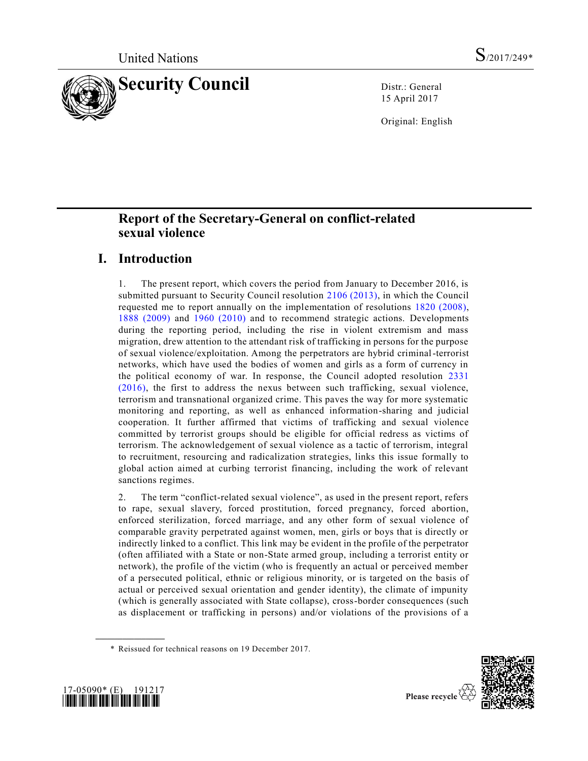United Nations

S/2017/249*

# Security Council

Distr.: General
15 April 2017

Original: English

## Report of the Secretary-General on conflict-related sexual violence

## I. Introduction

1. The present report, which covers the period from January to December 2016, is submitted pursuant to Security Council resolution 2106 (2013), in which the Council requested me to report annually on the implementation of resolutions 1820 (2008), 1888 (2009) and 1960 (2010) and to recommend strategic actions. Developments during the reporting period, including the rise in violent extremism and mass migration, drew attention to the attendant risk of trafficking in persons for the purpose of sexual violence/exploitation. Among the perpetrators are hybrid criminal-terrorist networks, which have used the bodies of women and girls as a form of currency in the political economy of war. In response, the Council adopted resolution 2331 (2016), the first to address the nexus between such trafficking, sexual violence, terrorism and transnational organized crime. This paves the way for more systematic monitoring and reporting, as well as enhanced information-sharing and judicial cooperation. It further affirmed that victims of trafficking and sexual violence committed by terrorist groups should be eligible for official redress as victims of terrorism. The acknowledgement of sexual violence as a tactic of terrorism, integral to recruitment, resourcing and radicalization strategies, links this issue formally to global action aimed at curbing terrorist financing, including the work of relevant sanctions regimes.

2. The term "conflict-related sexual violence", as used in the present report, refers to rape, sexual slavery, forced prostitution, forced pregnancy, forced abortion, enforced sterilization, forced marriage, and any other form of sexual violence of comparable gravity perpetrated against women, men, girls or boys that is directly or indirectly linked to a conflict. This link may be evident in the profile of the perpetrator (often affiliated with a State or non-State armed group, including a terrorist entity or network), the profile of the victim (who is frequently an actual or perceived member of a persecuted political, ethnic or religious minority, or is targeted on the basis of actual or perceived sexual orientation and gender identity), the climate of impunity (which is generally associated with State collapse), cross-border consequences (such as displacement or trafficking in persons) and/or violations of the provisions of a

\* Reissued for technical reasons on 19 December 2017.

17-05090* (E) 191217

Please recycle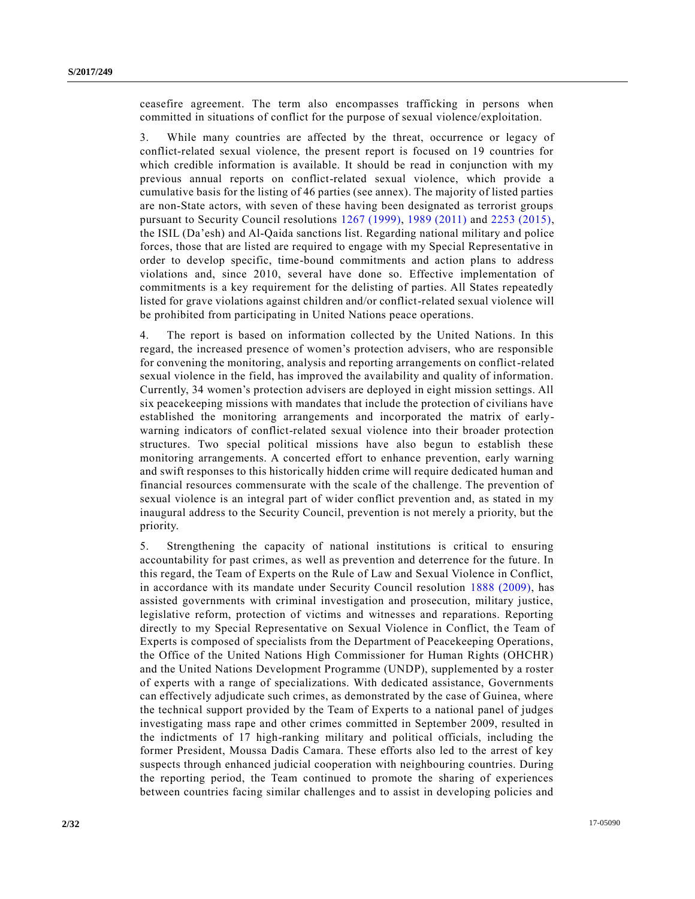ceasefire agreement. The term also encompasses trafficking in persons when committed in situations of conflict for the purpose of sexual violence/exploitation.

3. While many countries are affected by the threat, occurrence or legacy of conflict-related sexual violence, the present report is focused on 19 countries for which credible information is available. It should be read in conjunction with my previous annual reports on conflict-related sexual violence, which provide a cumulative basis for the listing of 46 parties (see annex). The majority of listed parties are non-State actors, with seven of these having been designated as terrorist groups pursuant to Security Council resolutions 1267 (1999), 1989 (2011) and 2253 (2015), the ISIL (Da'esh) and Al-Qaida sanctions list. Regarding national military and police forces, those that are listed are required to engage with my Special Representative in order to develop specific, time-bound commitments and action plans to address violations and, since 2010, several have done so. Effective implementation of commitments is a key requirement for the delisting of parties. All States repeatedly listed for grave violations against children and/or conflict-related sexual violence will be prohibited from participating in United Nations peace operations.

4. The report is based on information collected by the United Nations. In this regard, the increased presence of women's protection advisers, who are responsible for convening the monitoring, analysis and reporting arrangements on conflict-related sexual violence in the field, has improved the availability and quality of information. Currently, 34 women's protection advisers are deployed in eight mission settings. All six peacekeeping missions with mandates that include the protection of civilians have established the monitoring arrangements and incorporated the matrix of early-warning indicators of conflict-related sexual violence into their broader protection structures. Two special political missions have also begun to establish these monitoring arrangements. A concerted effort to enhance prevention, early warning and swift responses to this historically hidden crime will require dedicated human and financial resources commensurate with the scale of the challenge. The prevention of sexual violence is an integral part of wider conflict prevention and, as stated in my inaugural address to the Security Council, prevention is not merely a priority, but the priority.

5. Strengthening the capacity of national institutions is critical to ensuring accountability for past crimes, as well as prevention and deterrence for the future. In this regard, the Team of Experts on the Rule of Law and Sexual Violence in Conflict, in accordance with its mandate under Security Council resolution 1888 (2009), has assisted governments with criminal investigation and prosecution, military justice, legislative reform, protection of victims and witnesses and reparations. Reporting directly to my Special Representative on Sexual Violence in Conflict, the Team of Experts is composed of specialists from the Department of Peacekeeping Operations, the Office of the United Nations High Commissioner for Human Rights (OHCHR) and the United Nations Development Programme (UNDP), supplemented by a roster of experts with a range of specializations. With dedicated assistance, Governments can effectively adjudicate such crimes, as demonstrated by the case of Guinea, where the technical support provided by the Team of Experts to a national panel of judges investigating mass rape and other crimes committed in September 2009, resulted in the indictments of 17 high-ranking military and political officials, including the former President, Moussa Dadis Camara. These efforts also led to the arrest of key suspects through enhanced judicial cooperation with neighbouring countries. During the reporting period, the Team continued to promote the sharing of experiences between countries facing similar challenges and to assist in developing policies and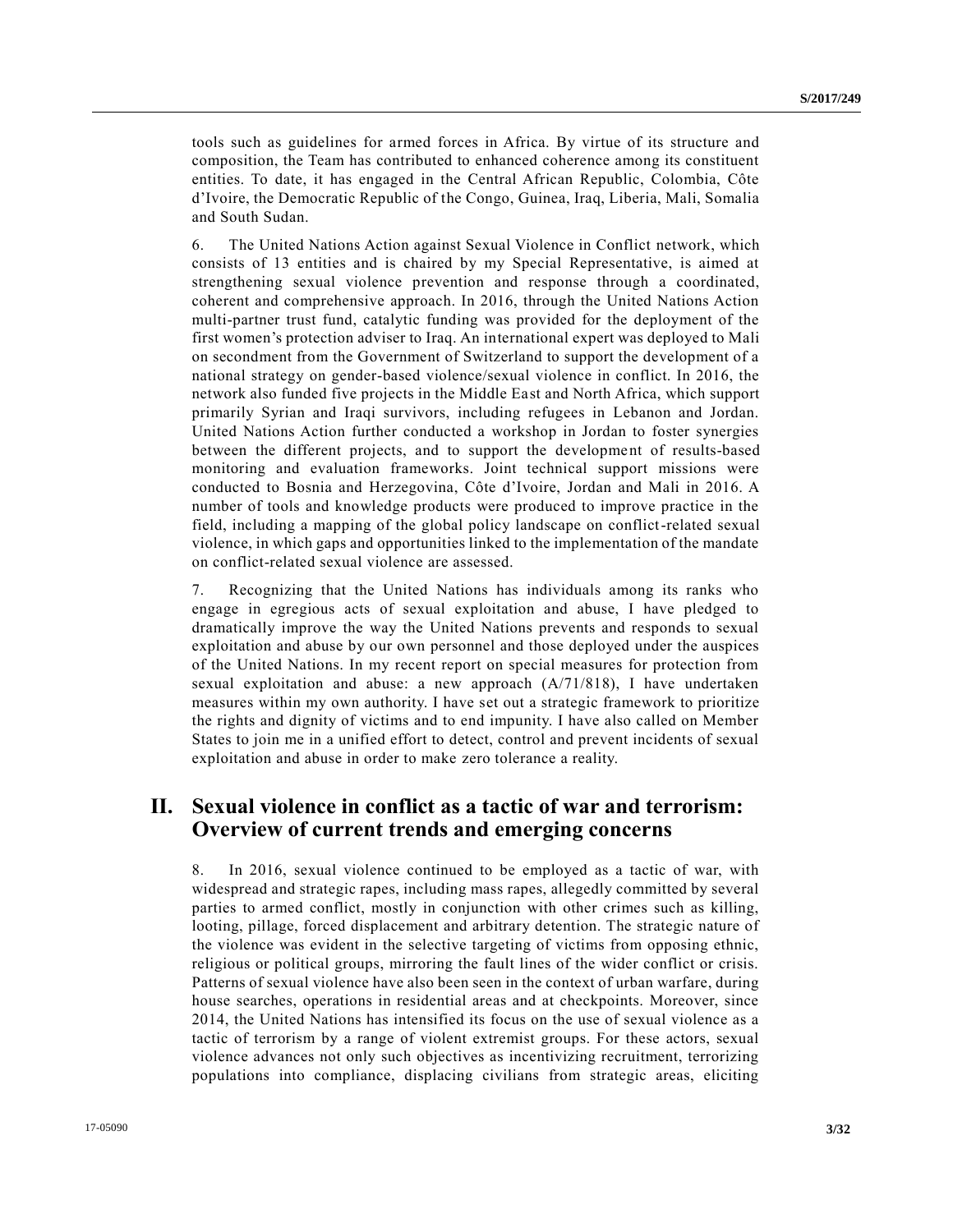tools such as guidelines for armed forces in Africa. By virtue of its structure and composition, the Team has contributed to enhanced coherence among its constituent entities. To date, it has engaged in the Central African Republic, Colombia, Côte d'Ivoire, the Democratic Republic of the Congo, Guinea, Iraq, Liberia, Mali, Somalia and South Sudan.

6. The United Nations Action against Sexual Violence in Conflict network, which consists of 13 entities and is chaired by my Special Representative, is aimed at strengthening sexual violence prevention and response through a coordinated, coherent and comprehensive approach. In 2016, through the United Nations Action multi-partner trust fund, catalytic funding was provided for the deployment of the first women's protection adviser to Iraq. An international expert was deployed to Mali on secondment from the Government of Switzerland to support the development of a national strategy on gender-based violence/sexual violence in conflict. In 2016, the network also funded five projects in the Middle East and North Africa, which support primarily Syrian and Iraqi survivors, including refugees in Lebanon and Jordan. United Nations Action further conducted a workshop in Jordan to foster synergies between the different projects, and to support the development of results-based monitoring and evaluation frameworks. Joint technical support missions were conducted to Bosnia and Herzegovina, Côte d'Ivoire, Jordan and Mali in 2016. A number of tools and knowledge products were produced to improve practice in the field, including a mapping of the global policy landscape on conflict-related sexual violence, in which gaps and opportunities linked to the implementation of the mandate on conflict-related sexual violence are assessed.

7. Recognizing that the United Nations has individuals among its ranks who engage in egregious acts of sexual exploitation and abuse, I have pledged to dramatically improve the way the United Nations prevents and responds to sexual exploitation and abuse by our own personnel and those deployed under the auspices of the United Nations. In my recent report on special measures for protection from sexual exploitation and abuse: a new approach (A/71/818), I have undertaken measures within my own authority. I have set out a strategic framework to prioritize the rights and dignity of victims and to end impunity. I have also called on Member States to join me in a unified effort to detect, control and prevent incidents of sexual exploitation and abuse in order to make zero tolerance a reality.

## II. Sexual violence in conflict as a tactic of war and terrorism: Overview of current trends and emerging concerns

8. In 2016, sexual violence continued to be employed as a tactic of war, with widespread and strategic rapes, including mass rapes, allegedly committed by several parties to armed conflict, mostly in conjunction with other crimes such as killing, looting, pillage, forced displacement and arbitrary detention. The strategic nature of the violence was evident in the selective targeting of victims from opposing ethnic, religious or political groups, mirroring the fault lines of the wider conflict or crisis. Patterns of sexual violence have also been seen in the context of urban warfare, during house searches, operations in residential areas and at checkpoints. Moreover, since 2014, the United Nations has intensified its focus on the use of sexual violence as a tactic of terrorism by a range of violent extremist groups. For these actors, sexual violence advances not only such objectives as incentivizing recruitment, terrorizing populations into compliance, displacing civilians from strategic areas, eliciting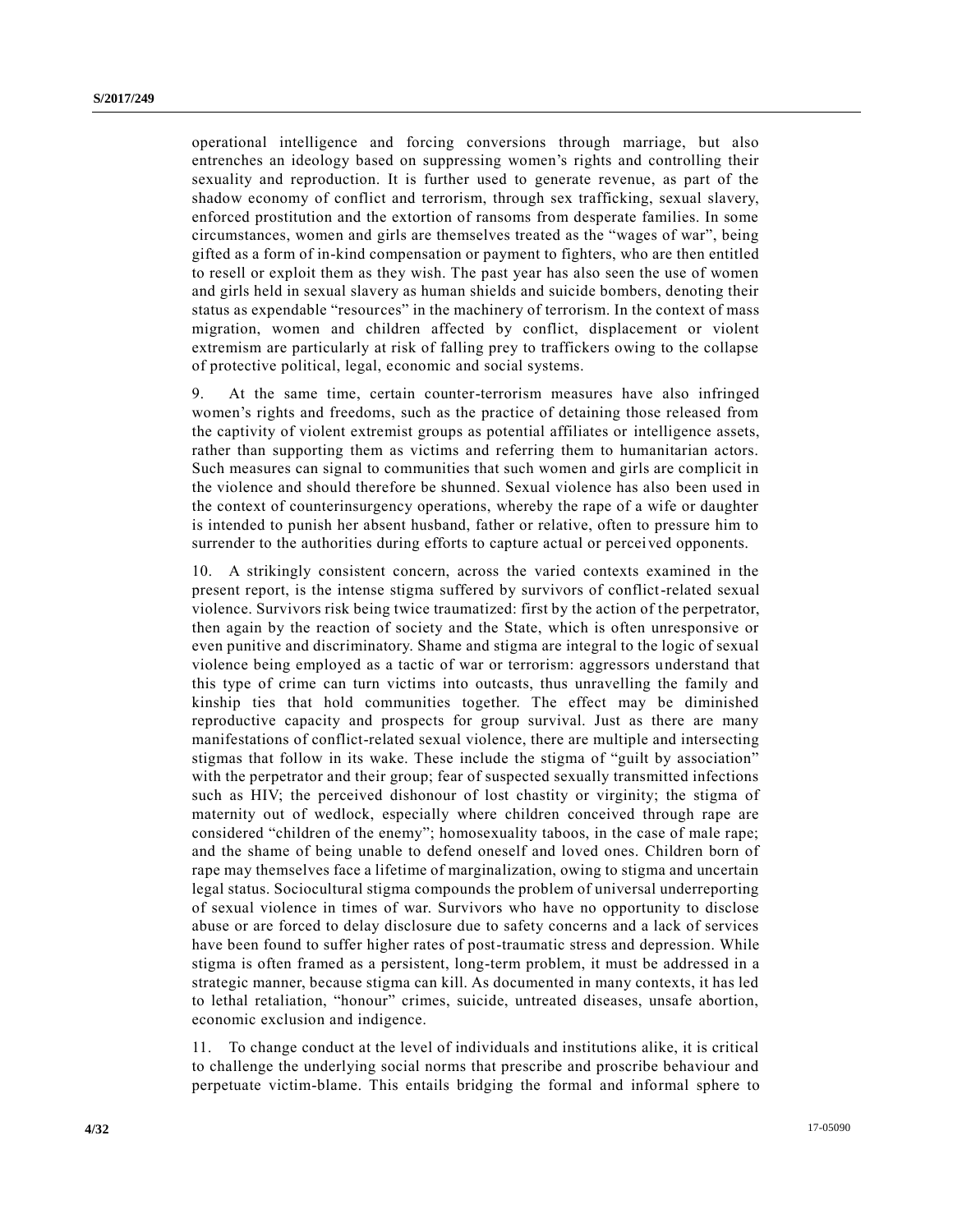operational intelligence and forcing conversions through marriage, but also entrenches an ideology based on suppressing women's rights and controlling their sexuality and reproduction. It is further used to generate revenue, as part of the shadow economy of conflict and terrorism, through sex trafficking, sexual slavery, enforced prostitution and the extortion of ransoms from desperate families. In some circumstances, women and girls are themselves treated as the "wages of war", being gifted as a form of in-kind compensation or payment to fighters, who are then entitled to resell or exploit them as they wish. The past year has also seen the use of women and girls held in sexual slavery as human shields and suicide bombers, denoting their status as expendable "resources" in the machinery of terrorism. In the context of mass migration, women and children affected by conflict, displacement or violent extremism are particularly at risk of falling prey to traffickers owing to the collapse of protective political, legal, economic and social systems.

9. At the same time, certain counter-terrorism measures have also infringed women's rights and freedoms, such as the practice of detaining those released from the captivity of violent extremist groups as potential affiliates or intelligence assets, rather than supporting them as victims and referring them to humanitarian actors. Such measures can signal to communities that such women and girls are complicit in the violence and should therefore be shunned. Sexual violence has also been used in the context of counterinsurgency operations, whereby the rape of a wife or daughter is intended to punish her absent husband, father or relative, often to pressure him to surrender to the authorities during efforts to capture actual or perceived opponents.

10. A strikingly consistent concern, across the varied contexts examined in the present report, is the intense stigma suffered by survivors of conflict-related sexual violence. Survivors risk being twice traumatized: first by the action of the perpetrator, then again by the reaction of society and the State, which is often unresponsive or even punitive and discriminatory. Shame and stigma are integral to the logic of sexual violence being employed as a tactic of war or terrorism: aggressors understand that this type of crime can turn victims into outcasts, thus unravelling the family and kinship ties that hold communities together. The effect may be diminished reproductive capacity and prospects for group survival. Just as there are many manifestations of conflict-related sexual violence, there are multiple and intersecting stigmas that follow in its wake. These include the stigma of "guilt by association" with the perpetrator and their group; fear of suspected sexually transmitted infections such as HIV; the perceived dishonour of lost chastity or virginity; the stigma of maternity out of wedlock, especially where children conceived through rape are considered "children of the enemy"; homosexuality taboos, in the case of male rape; and the shame of being unable to defend oneself and loved ones. Children born of rape may themselves face a lifetime of marginalization, owing to stigma and uncertain legal status. Sociocultural stigma compounds the problem of universal underreporting of sexual violence in times of war. Survivors who have no opportunity to disclose abuse or are forced to delay disclosure due to safety concerns and a lack of services have been found to suffer higher rates of post-traumatic stress and depression. While stigma is often framed as a persistent, long-term problem, it must be addressed in a strategic manner, because stigma can kill. As documented in many contexts, it has led to lethal retaliation, "honour" crimes, suicide, untreated diseases, unsafe abortion, economic exclusion and indigence.

11. To change conduct at the level of individuals and institutions alike, it is critical to challenge the underlying social norms that prescribe and proscribe behaviour and perpetuate victim-blame. This entails bridging the formal and informal sphere to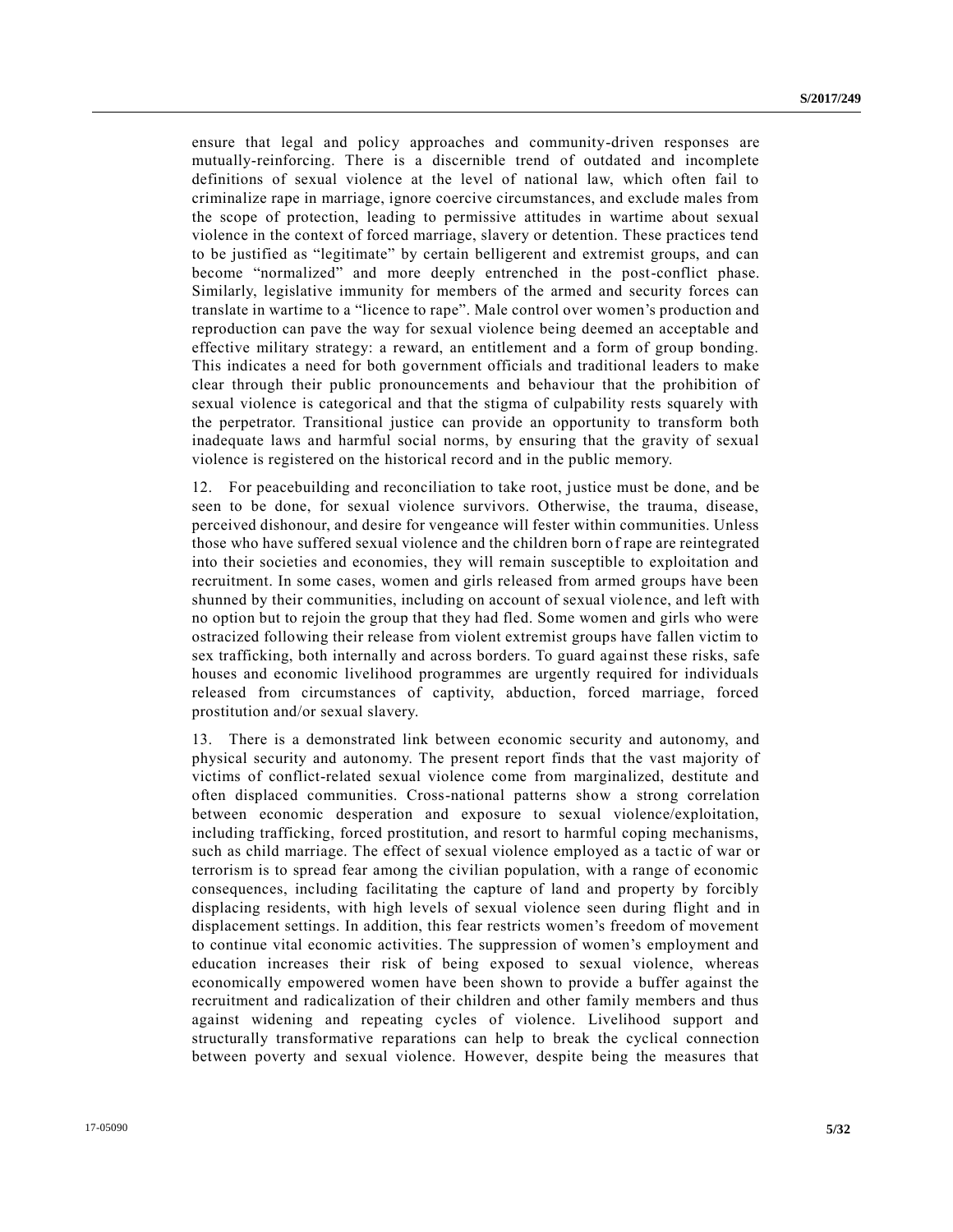ensure that legal and policy approaches and community-driven responses are mutually-reinforcing. There is a discernible trend of outdated and incomplete definitions of sexual violence at the level of national law, which often fail to criminalize rape in marriage, ignore coercive circumstances, and exclude males from the scope of protection, leading to permissive attitudes in wartime about sexual violence in the context of forced marriage, slavery or detention. These practices tend to be justified as "legitimate" by certain belligerent and extremist groups, and can become "normalized" and more deeply entrenched in the post-conflict phase. Similarly, legislative immunity for members of the armed and security forces can translate in wartime to a "licence to rape". Male control over women's production and reproduction can pave the way for sexual violence being deemed an acceptable and effective military strategy: a reward, an entitlement and a form of group bonding. This indicates a need for both government officials and traditional leaders to make clear through their public pronouncements and behaviour that the prohibition of sexual violence is categorical and that the stigma of culpability rests squarely with the perpetrator. Transitional justice can provide an opportunity to transform both inadequate laws and harmful social norms, by ensuring that the gravity of sexual violence is registered on the historical record and in the public memory.

12. For peacebuilding and reconciliation to take root, justice must be done, and be seen to be done, for sexual violence survivors. Otherwise, the trauma, disease, perceived dishonour, and desire for vengeance will fester within communities. Unless those who have suffered sexual violence and the children born of rape are reintegrated into their societies and economies, they will remain susceptible to exploitation and recruitment. In some cases, women and girls released from armed groups have been shunned by their communities, including on account of sexual violence, and left with no option but to rejoin the group that they had fled. Some women and girls who were ostracized following their release from violent extremist groups have fallen victim to sex trafficking, both internally and across borders. To guard against these risks, safe houses and economic livelihood programmes are urgently required for individuals released from circumstances of captivity, abduction, forced marriage, forced prostitution and/or sexual slavery.

13. There is a demonstrated link between economic security and autonomy, and physical security and autonomy. The present report finds that the vast majority of victims of conflict-related sexual violence come from marginalized, destitute and often displaced communities. Cross-national patterns show a strong correlation between economic desperation and exposure to sexual violence/exploitation, including trafficking, forced prostitution, and resort to harmful coping mechanisms, such as child marriage. The effect of sexual violence employed as a tactic of war or terrorism is to spread fear among the civilian population, with a range of economic consequences, including facilitating the capture of land and property by forcibly displacing residents, with high levels of sexual violence seen during flight and in displacement settings. In addition, this fear restricts women's freedom of movement to continue vital economic activities. The suppression of women's employment and education increases their risk of being exposed to sexual violence, whereas economically empowered women have been shown to provide a buffer against the recruitment and radicalization of their children and other family members and thus against widening and repeating cycles of violence. Livelihood support and structurally transformative reparations can help to break the cyclical connection between poverty and sexual violence. However, despite being the measures that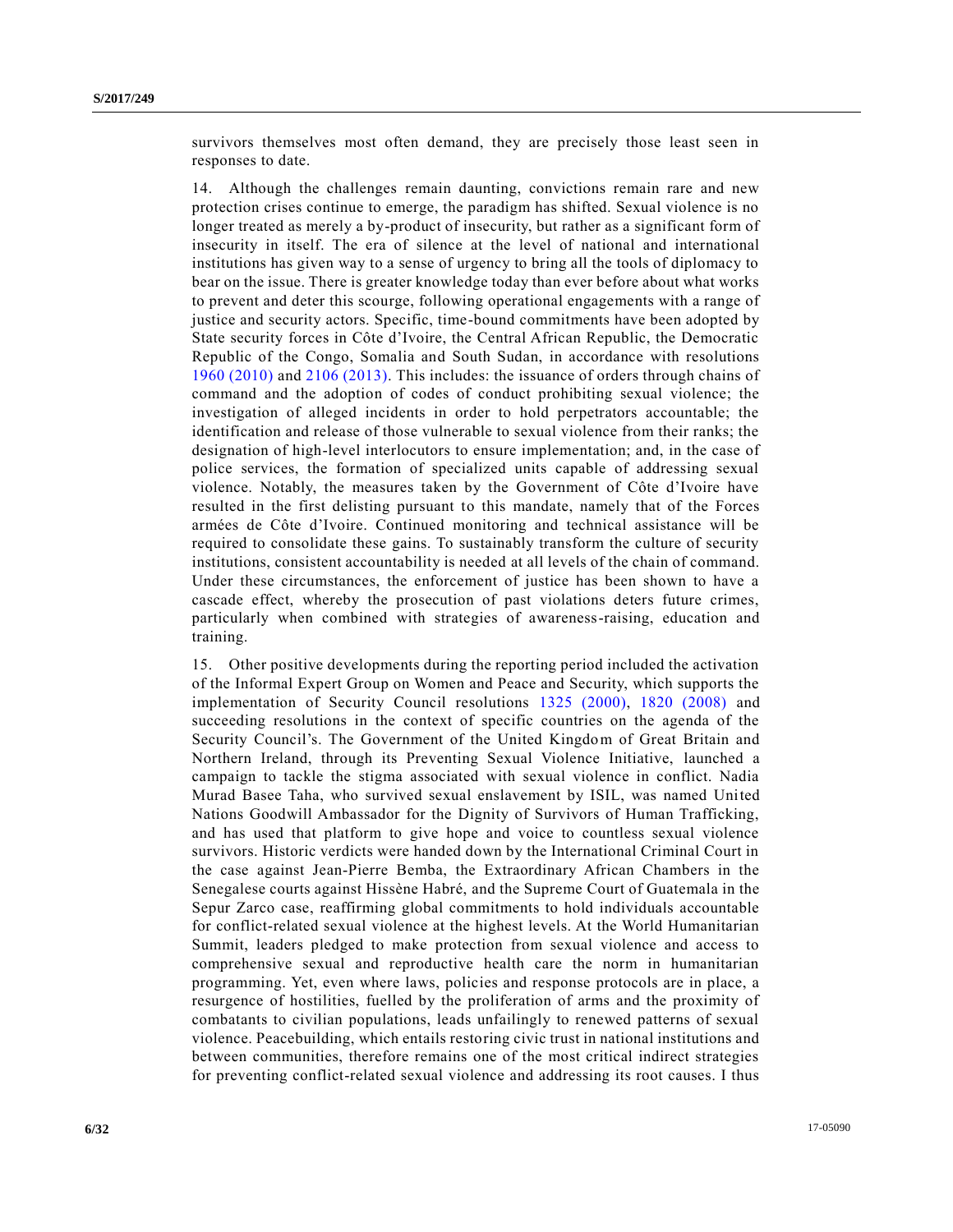survivors themselves most often demand, they are precisely those least seen in responses to date.

14. Although the challenges remain daunting, convictions remain rare and new protection crises continue to emerge, the paradigm has shifted. Sexual violence is no longer treated as merely a by-product of insecurity, but rather as a significant form of insecurity in itself. The era of silence at the level of national and international institutions has given way to a sense of urgency to bring all the tools of diplomacy to bear on the issue. There is greater knowledge today than ever before about what works to prevent and deter this scourge, following operational engagements with a range of justice and security actors. Specific, time-bound commitments have been adopted by State security forces in Côte d'Ivoire, the Central African Republic, the Democratic Republic of the Congo, Somalia and South Sudan, in accordance with resolutions 1960 (2010) and 2106 (2013). This includes: the issuance of orders through chains of command and the adoption of codes of conduct prohibiting sexual violence; the investigation of alleged incidents in order to hold perpetrators accountable; the identification and release of those vulnerable to sexual violence from their ranks; the designation of high-level interlocutors to ensure implementation; and, in the case of police services, the formation of specialized units capable of addressing sexual violence. Notably, the measures taken by the Government of Côte d'Ivoire have resulted in the first delisting pursuant to this mandate, namely that of the Forces armées de Côte d'Ivoire. Continued monitoring and technical assistance will be required to consolidate these gains. To sustainably transform the culture of security institutions, consistent accountability is needed at all levels of the chain of command. Under these circumstances, the enforcement of justice has been shown to have a cascade effect, whereby the prosecution of past violations deters future crimes, particularly when combined with strategies of awareness-raising, education and training.

15. Other positive developments during the reporting period included the activation of the Informal Expert Group on Women and Peace and Security, which supports the implementation of Security Council resolutions 1325 (2000), 1820 (2008) and succeeding resolutions in the context of specific countries on the agenda of the Security Council's. The Government of the United Kingdom of Great Britain and Northern Ireland, through its Preventing Sexual Violence Initiative, launched a campaign to tackle the stigma associated with sexual violence in conflict. Nadia Murad Basee Taha, who survived sexual enslavement by ISIL, was named United Nations Goodwill Ambassador for the Dignity of Survivors of Human Trafficking, and has used that platform to give hope and voice to countless sexual violence survivors. Historic verdicts were handed down by the International Criminal Court in the case against Jean-Pierre Bemba, the Extraordinary African Chambers in the Senegalese courts against Hissène Habré, and the Supreme Court of Guatemala in the Sepur Zarco case, reaffirming global commitments to hold individuals accountable for conflict-related sexual violence at the highest levels. At the World Humanitarian Summit, leaders pledged to make protection from sexual violence and access to comprehensive sexual and reproductive health care the norm in humanitarian programming. Yet, even where laws, policies and response protocols are in place, a resurgence of hostilities, fuelled by the proliferation of arms and the proximity of combatants to civilian populations, leads unfailingly to renewed patterns of sexual violence. Peacebuilding, which entails restoring civic trust in national institutions and between communities, therefore remains one of the most critical indirect strategies for preventing conflict-related sexual violence and addressing its root causes. I thus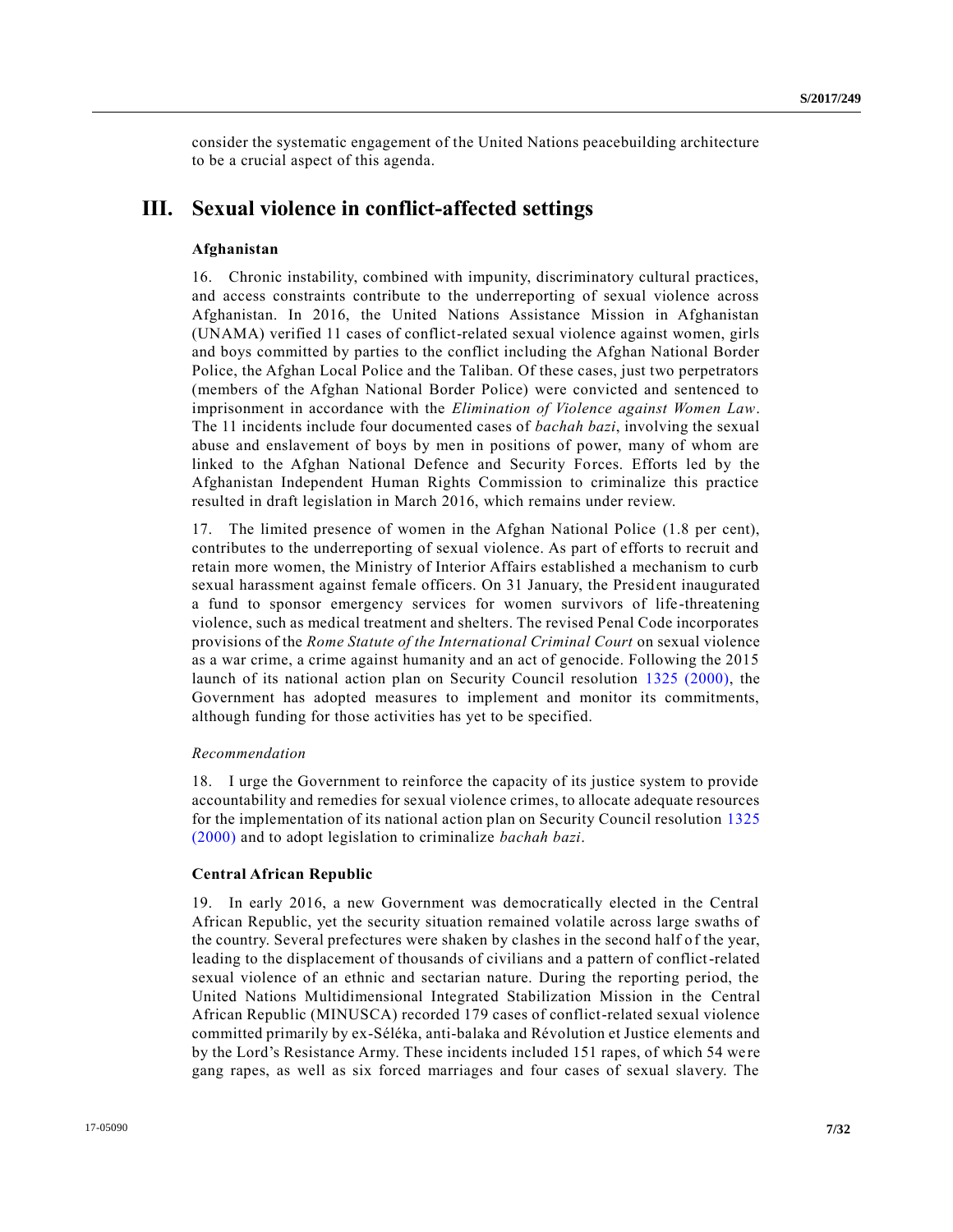consider the systematic engagement of the United Nations peacebuilding architecture to be a crucial aspect of this agenda.

# III. Sexual violence in conflict-affected settings

### Afghanistan

16. Chronic instability, combined with impunity, discriminatory cultural practices, and access constraints contribute to the underreporting of sexual violence across Afghanistan. In 2016, the United Nations Assistance Mission in Afghanistan (UNAMA) verified 11 cases of conflict-related sexual violence against women, girls and boys committed by parties to the conflict including the Afghan National Border Police, the Afghan Local Police and the Taliban. Of these cases, just two perpetrators (members of the Afghan National Border Police) were convicted and sentenced to imprisonment in accordance with the *Elimination of Violence against Women Law*. The 11 incidents include four documented cases of *bachah bazi*, involving the sexual abuse and enslavement of boys by men in positions of power, many of whom are linked to the Afghan National Defence and Security Forces. Efforts led by the Afghanistan Independent Human Rights Commission to criminalize this practice resulted in draft legislation in March 2016, which remains under review.

17. The limited presence of women in the Afghan National Police (1.8 per cent), contributes to the underreporting of sexual violence. As part of efforts to recruit and retain more women, the Ministry of Interior Affairs established a mechanism to curb sexual harassment against female officers. On 31 January, the President inaugurated a fund to sponsor emergency services for women survivors of life-threatening violence, such as medical treatment and shelters. The revised Penal Code incorporates provisions of the *Rome Statute of the International Criminal Court* on sexual violence as a war crime, a crime against humanity and an act of genocide. Following the 2015 launch of its national action plan on Security Council resolution 1325 (2000), the Government has adopted measures to implement and monitor its commitments, although funding for those activities has yet to be specified.

*Recommendation*

18. I urge the Government to reinforce the capacity of its justice system to provide accountability and remedies for sexual violence crimes, to allocate adequate resources for the implementation of its national action plan on Security Council resolution 1325 (2000) and to adopt legislation to criminalize *bachah bazi*.

### Central African Republic

19. In early 2016, a new Government was democratically elected in the Central African Republic, yet the security situation remained volatile across large swaths of the country. Several prefectures were shaken by clashes in the second half of the year, leading to the displacement of thousands of civilians and a pattern of conflict-related sexual violence of an ethnic and sectarian nature. During the reporting period, the United Nations Multidimensional Integrated Stabilization Mission in the Central African Republic (MINUSCA) recorded 179 cases of conflict-related sexual violence committed primarily by ex-Séléka, anti-balaka and Révolution et Justice elements and by the Lord's Resistance Army. These incidents included 151 rapes, of which 54 were gang rapes, as well as six forced marriages and four cases of sexual slavery. The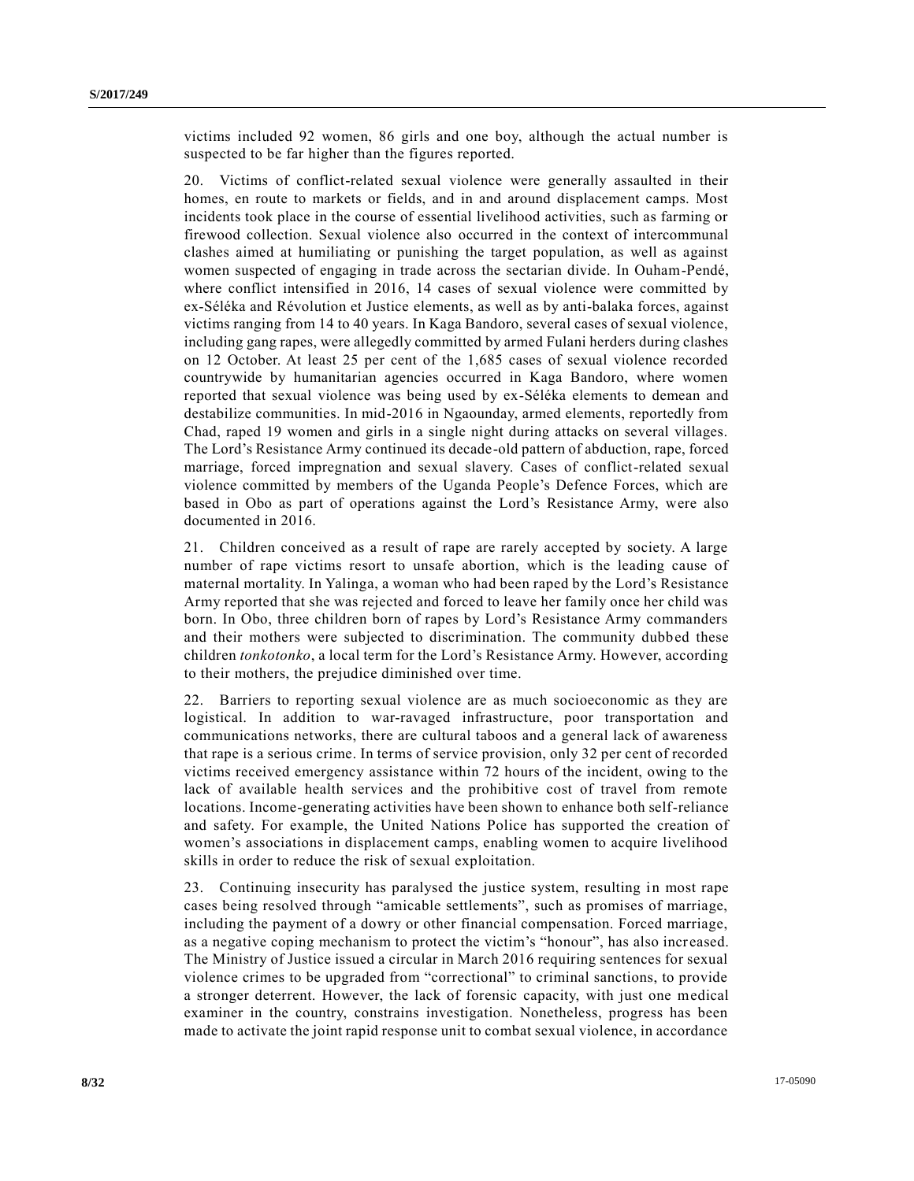victims included 92 women, 86 girls and one boy, although the actual number is suspected to be far higher than the figures reported.

20. Victims of conflict-related sexual violence were generally assaulted in their homes, en route to markets or fields, and in and around displacement camps. Most incidents took place in the course of essential livelihood activities, such as farming or firewood collection. Sexual violence also occurred in the context of intercommunal clashes aimed at humiliating or punishing the target population, as well as against women suspected of engaging in trade across the sectarian divide. In Ouham-Pendé, where conflict intensified in 2016, 14 cases of sexual violence were committed by ex-Séléka and Révolution et Justice elements, as well as by anti-balaka forces, against victims ranging from 14 to 40 years. In Kaga Bandoro, several cases of sexual violence, including gang rapes, were allegedly committed by armed Fulani herders during clashes on 12 October. At least 25 per cent of the 1,685 cases of sexual violence recorded countrywide by humanitarian agencies occurred in Kaga Bandoro, where women reported that sexual violence was being used by ex-Séléka elements to demean and destabilize communities. In mid-2016 in Ngaounday, armed elements, reportedly from Chad, raped 19 women and girls in a single night during attacks on several villages. The Lord's Resistance Army continued its decade-old pattern of abduction, rape, forced marriage, forced impregnation and sexual slavery. Cases of conflict-related sexual violence committed by members of the Uganda People's Defence Forces, which are based in Obo as part of operations against the Lord's Resistance Army, were also documented in 2016.

21. Children conceived as a result of rape are rarely accepted by society. A large number of rape victims resort to unsafe abortion, which is the leading cause of maternal mortality. In Yalinga, a woman who had been raped by the Lord's Resistance Army reported that she was rejected and forced to leave her family once her child was born. In Obo, three children born of rapes by Lord's Resistance Army commanders and their mothers were subjected to discrimination. The community dubbed these children *tonkotonko*, a local term for the Lord's Resistance Army. However, according to their mothers, the prejudice diminished over time.

22. Barriers to reporting sexual violence are as much socioeconomic as they are logistical. In addition to war-ravaged infrastructure, poor transportation and communications networks, there are cultural taboos and a general lack of awareness that rape is a serious crime. In terms of service provision, only 32 per cent of recorded victims received emergency assistance within 72 hours of the incident, owing to the lack of available health services and the prohibitive cost of travel from remote locations. Income-generating activities have been shown to enhance both self-reliance and safety. For example, the United Nations Police has supported the creation of women's associations in displacement camps, enabling women to acquire livelihood skills in order to reduce the risk of sexual exploitation.

23. Continuing insecurity has paralysed the justice system, resulting in most rape cases being resolved through "amicable settlements", such as promises of marriage, including the payment of a dowry or other financial compensation. Forced marriage, as a negative coping mechanism to protect the victim's "honour", has also increased. The Ministry of Justice issued a circular in March 2016 requiring sentences for sexual violence crimes to be upgraded from "correctional" to criminal sanctions, to provide a stronger deterrent. However, the lack of forensic capacity, with just one medical examiner in the country, constrains investigation. Nonetheless, progress has been made to activate the joint rapid response unit to combat sexual violence, in accordance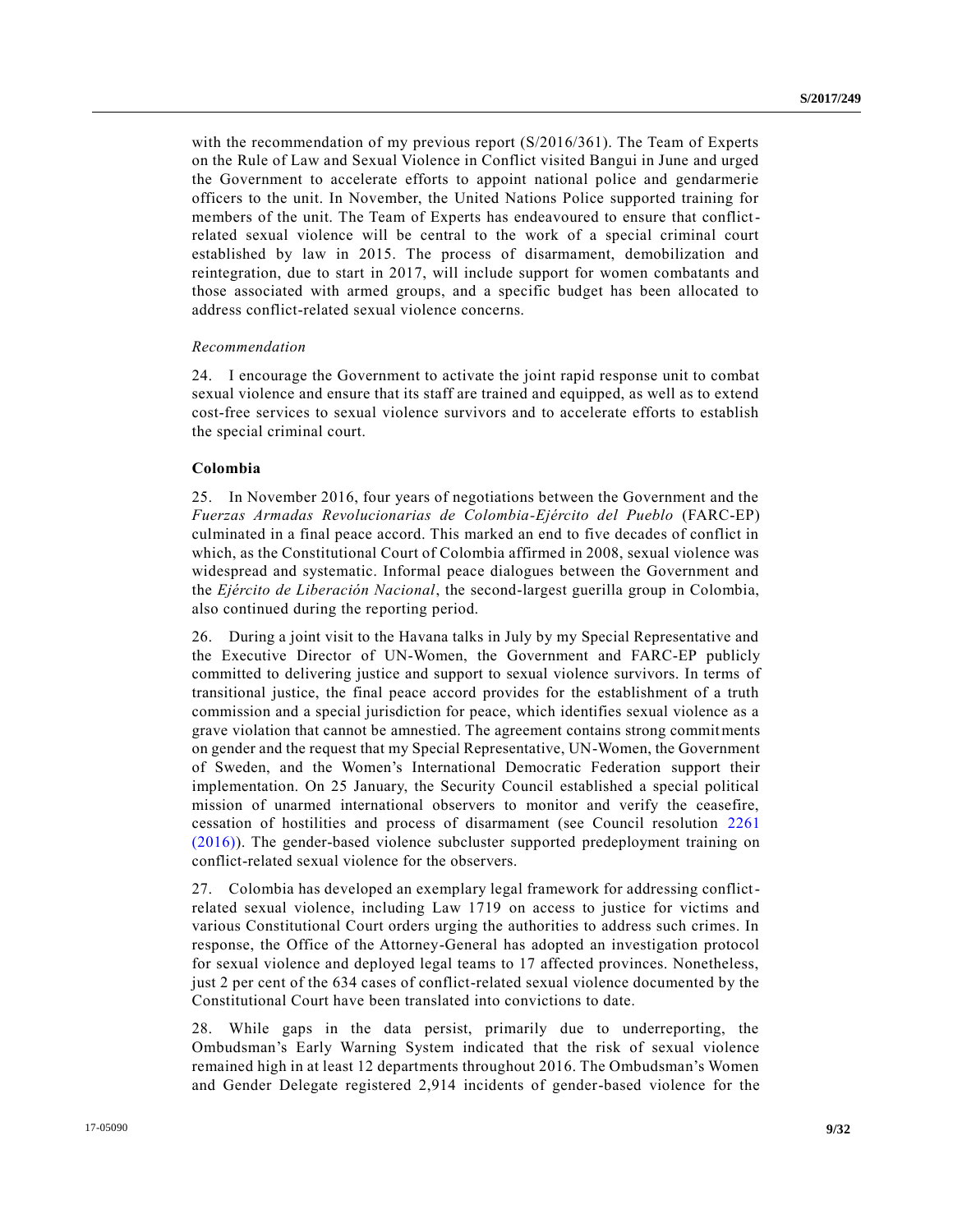with the recommendation of my previous report (S/2016/361). The Team of Experts on the Rule of Law and Sexual Violence in Conflict visited Bangui in June and urged the Government to accelerate efforts to appoint national police and gendarmerie officers to the unit. In November, the United Nations Police supported training for members of the unit. The Team of Experts has endeavoured to ensure that conflict-related sexual violence will be central to the work of a special criminal court established by law in 2015. The process of disarmament, demobilization and reintegration, due to start in 2017, will include support for women combatants and those associated with armed groups, and a specific budget has been allocated to address conflict-related sexual violence concerns.

*Recommendation*

24. I encourage the Government to activate the joint rapid response unit to combat sexual violence and ensure that its staff are trained and equipped, as well as to extend cost-free services to sexual violence survivors and to accelerate efforts to establish the special criminal court.

**Colombia**

25. In November 2016, four years of negotiations between the Government and the *Fuerzas Armadas Revolucionarias de Colombia-Ejército del Pueblo* (FARC-EP) culminated in a final peace accord. This marked an end to five decades of conflict in which, as the Constitutional Court of Colombia affirmed in 2008, sexual violence was widespread and systematic. Informal peace dialogues between the Government and the *Ejército de Liberación Nacional*, the second-largest guerilla group in Colombia, also continued during the reporting period.

26. During a joint visit to the Havana talks in July by my Special Representative and the Executive Director of UN-Women, the Government and FARC-EP publicly committed to delivering justice and support to sexual violence survivors. In terms of transitional justice, the final peace accord provides for the establishment of a truth commission and a special jurisdiction for peace, which identifies sexual violence as a grave violation that cannot be amnestied. The agreement contains strong commitments on gender and the request that my Special Representative, UN-Women, the Government of Sweden, and the Women's International Democratic Federation support their implementation. On 25 January, the Security Council established a special political mission of unarmed international observers to monitor and verify the ceasefire, cessation of hostilities and process of disarmament (see Council resolution 2261 (2016)). The gender-based violence subcluster supported predeployment training on conflict-related sexual violence for the observers.

27. Colombia has developed an exemplary legal framework for addressing conflict-related sexual violence, including Law 1719 on access to justice for victims and various Constitutional Court orders urging the authorities to address such crimes. In response, the Office of the Attorney-General has adopted an investigation protocol for sexual violence and deployed legal teams to 17 affected provinces. Nonetheless, just 2 per cent of the 634 cases of conflict-related sexual violence documented by the Constitutional Court have been translated into convictions to date.

28. While gaps in the data persist, primarily due to underreporting, the Ombudsman's Early Warning System indicated that the risk of sexual violence remained high in at least 12 departments throughout 2016. The Ombudsman's Women and Gender Delegate registered 2,914 incidents of gender-based violence for the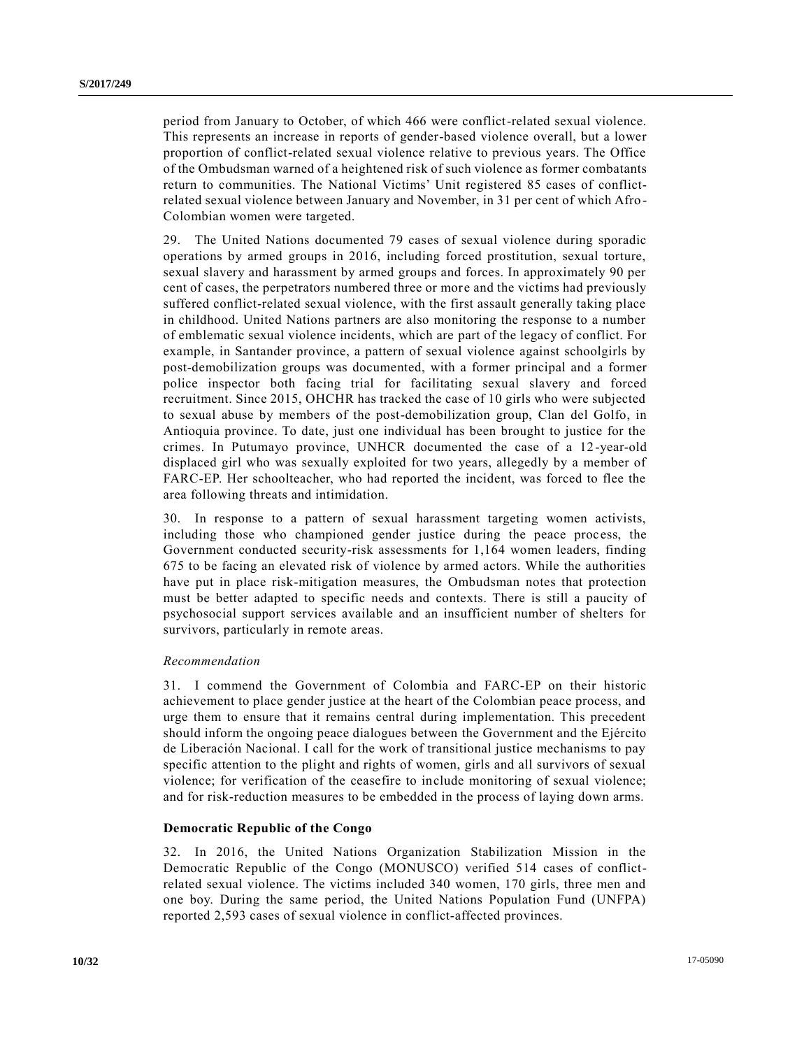period from January to October, of which 466 were conflict-related sexual violence. This represents an increase in reports of gender-based violence overall, but a lower proportion of conflict-related sexual violence relative to previous years. The Office of the Ombudsman warned of a heightened risk of such violence as former combatants return to communities. The National Victims' Unit registered 85 cases of conflict-related sexual violence between January and November, in 31 per cent of which Afro-Colombian women were targeted.

29. The United Nations documented 79 cases of sexual violence during sporadic operations by armed groups in 2016, including forced prostitution, sexual torture, sexual slavery and harassment by armed groups and forces. In approximately 90 per cent of cases, the perpetrators numbered three or more and the victims had previously suffered conflict-related sexual violence, with the first assault generally taking place in childhood. United Nations partners are also monitoring the response to a number of emblematic sexual violence incidents, which are part of the legacy of conflict. For example, in Santander province, a pattern of sexual violence against schoolgirls by post-demobilization groups was documented, with a former principal and a former police inspector both facing trial for facilitating sexual slavery and forced recruitment. Since 2015, OHCHR has tracked the case of 10 girls who were subjected to sexual abuse by members of the post-demobilization group, Clan del Golfo, in Antioquia province. To date, just one individual has been brought to justice for the crimes. In Putumayo province, UNHCR documented the case of a 12-year-old displaced girl who was sexually exploited for two years, allegedly by a member of FARC-EP. Her schoolteacher, who had reported the incident, was forced to flee the area following threats and intimidation.

30. In response to a pattern of sexual harassment targeting women activists, including those who championed gender justice during the peace process, the Government conducted security-risk assessments for 1,164 women leaders, finding 675 to be facing an elevated risk of violence by armed actors. While the authorities have put in place risk-mitigation measures, the Ombudsman notes that protection must be better adapted to specific needs and contexts. There is still a paucity of psychosocial support services available and an insufficient number of shelters for survivors, particularly in remote areas.

*Recommendation*

31. I commend the Government of Colombia and FARC-EP on their historic achievement to place gender justice at the heart of the Colombian peace process, and urge them to ensure that it remains central during implementation. This precedent should inform the ongoing peace dialogues between the Government and the Ejército de Liberación Nacional. I call for the work of transitional justice mechanisms to pay specific attention to the plight and rights of women, girls and all survivors of sexual violence; for verification of the ceasefire to include monitoring of sexual violence; and for risk-reduction measures to be embedded in the process of laying down arms.

**Democratic Republic of the Congo**

32. In 2016, the United Nations Organization Stabilization Mission in the Democratic Republic of the Congo (MONUSCO) verified 514 cases of conflict-related sexual violence. The victims included 340 women, 170 girls, three men and one boy. During the same period, the United Nations Population Fund (UNFPA) reported 2,593 cases of sexual violence in conflict-affected provinces.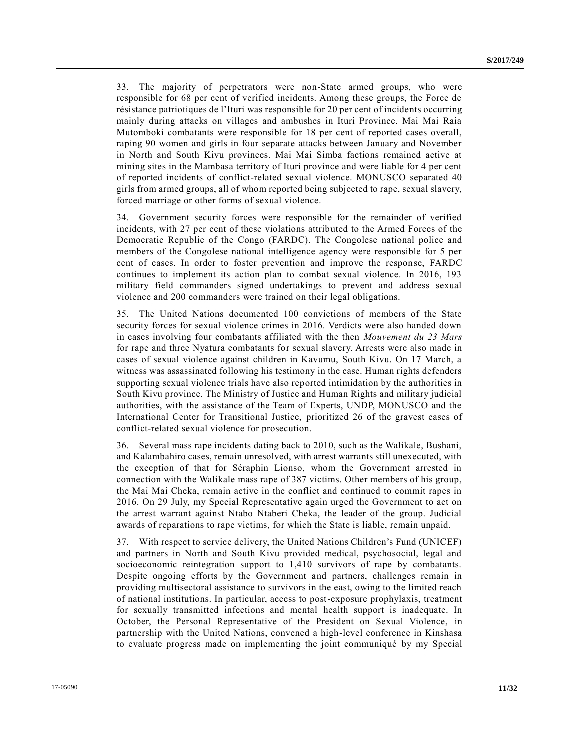33. The majority of perpetrators were non-State armed groups, who were responsible for 68 per cent of verified incidents. Among these groups, the Force de résistance patriotiques de l'Ituri was responsible for 20 per cent of incidents occurring mainly during attacks on villages and ambushes in Ituri Province. Mai Mai Raia Mutomboki combatants were responsible for 18 per cent of reported cases overall, raping 90 women and girls in four separate attacks between January and November in North and South Kivu provinces. Mai Mai Simba factions remained active at mining sites in the Mambasa territory of Ituri province and were liable for 4 per cent of reported incidents of conflict-related sexual violence. MONUSCO separated 40 girls from armed groups, all of whom reported being subjected to rape, sexual slavery, forced marriage or other forms of sexual violence.

34. Government security forces were responsible for the remainder of verified incidents, with 27 per cent of these violations attributed to the Armed Forces of the Democratic Republic of the Congo (FARDC). The Congolese national police and members of the Congolese national intelligence agency were responsible for 5 per cent of cases. In order to foster prevention and improve the response, FARDC continues to implement its action plan to combat sexual violence. In 2016, 193 military field commanders signed undertakings to prevent and address sexual violence and 200 commanders were trained on their legal obligations.

35. The United Nations documented 100 convictions of members of the State security forces for sexual violence crimes in 2016. Verdicts were also handed down in cases involving four combatants affiliated with the then *Mouvement du 23 Mars* for rape and three Nyatura combatants for sexual slavery. Arrests were also made in cases of sexual violence against children in Kavumu, South Kivu. On 17 March, a witness was assassinated following his testimony in the case. Human rights defenders supporting sexual violence trials have also reported intimidation by the authorities in South Kivu province. The Ministry of Justice and Human Rights and military judicial authorities, with the assistance of the Team of Experts, UNDP, MONUSCO and the International Center for Transitional Justice, prioritized 26 of the gravest cases of conflict-related sexual violence for prosecution.

36. Several mass rape incidents dating back to 2010, such as the Walikale, Bushani, and Kalambahiro cases, remain unresolved, with arrest warrants still unexecuted, with the exception of that for Séraphin Lionso, whom the Government arrested in connection with the Walikale mass rape of 387 victims. Other members of his group, the Mai Mai Cheka, remain active in the conflict and continued to commit rapes in 2016. On 29 July, my Special Representative again urged the Government to act on the arrest warrant against Ntabo Ntaberi Cheka, the leader of the group. Judicial awards of reparations to rape victims, for which the State is liable, remain unpaid.

37. With respect to service delivery, the United Nations Children's Fund (UNICEF) and partners in North and South Kivu provided medical, psychosocial, legal and socioeconomic reintegration support to 1,410 survivors of rape by combatants. Despite ongoing efforts by the Government and partners, challenges remain in providing multisectoral assistance to survivors in the east, owing to the limited reach of national institutions. In particular, access to post-exposure prophylaxis, treatment for sexually transmitted infections and mental health support is inadequate. In October, the Personal Representative of the President on Sexual Violence, in partnership with the United Nations, convened a high-level conference in Kinshasa to evaluate progress made on implementing the joint communiqué by my Special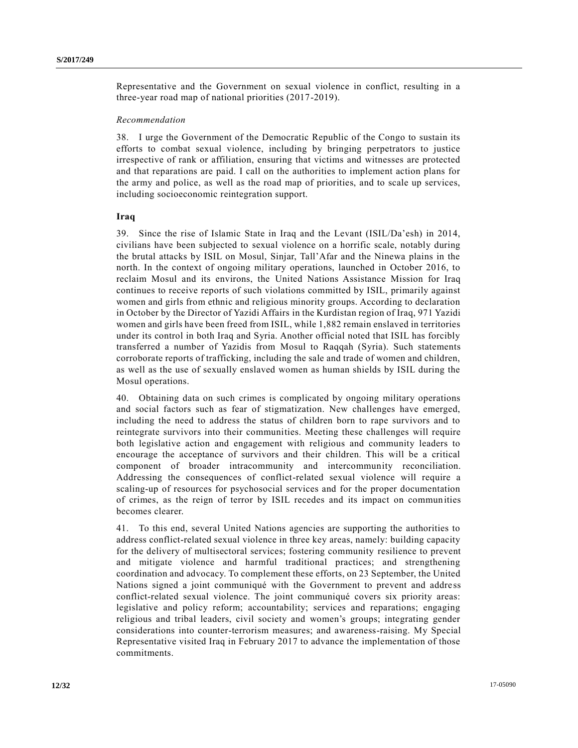Representative and the Government on sexual violence in conflict, resulting in a three-year road map of national priorities (2017-2019).

*Recommendation*

38. I urge the Government of the Democratic Republic of the Congo to sustain its efforts to combat sexual violence, including by bringing perpetrators to justice irrespective of rank or affiliation, ensuring that victims and witnesses are protected and that reparations are paid. I call on the authorities to implement action plans for the army and police, as well as the road map of priorities, and to scale up services, including socioeconomic reintegration support.

**Iraq**

39. Since the rise of Islamic State in Iraq and the Levant (ISIL/Da'esh) in 2014, civilians have been subjected to sexual violence on a horrific scale, notably during the brutal attacks by ISIL on Mosul, Sinjar, Tall'Afar and the Ninewa plains in the north. In the context of ongoing military operations, launched in October 2016, to reclaim Mosul and its environs, the United Nations Assistance Mission for Iraq continues to receive reports of such violations committed by ISIL, primarily against women and girls from ethnic and religious minority groups. According to declaration in October by the Director of Yazidi Affairs in the Kurdistan region of Iraq, 971 Yazidi women and girls have been freed from ISIL, while 1,882 remain enslaved in territories under its control in both Iraq and Syria. Another official noted that ISIL has forcibly transferred a number of Yazidis from Mosul to Raqqah (Syria). Such statements corroborate reports of trafficking, including the sale and trade of women and children, as well as the use of sexually enslaved women as human shields by ISIL during the Mosul operations.

40. Obtaining data on such crimes is complicated by ongoing military operations and social factors such as fear of stigmatization. New challenges have emerged, including the need to address the status of children born to rape survivors and to reintegrate survivors into their communities. Meeting these challenges will require both legislative action and engagement with religious and community leaders to encourage the acceptance of survivors and their children. This will be a critical component of broader intracommunity and intercommunity reconciliation. Addressing the consequences of conflict-related sexual violence will require a scaling-up of resources for psychosocial services and for the proper documentation of crimes, as the reign of terror by ISIL recedes and its impact on communities becomes clearer.

41. To this end, several United Nations agencies are supporting the authorities to address conflict-related sexual violence in three key areas, namely: building capacity for the delivery of multisectoral services; fostering community resilience to prevent and mitigate violence and harmful traditional practices; and strengthening coordination and advocacy. To complement these efforts, on 23 September, the United Nations signed a joint communiqué with the Government to prevent and address conflict-related sexual violence. The joint communiqué covers six priority areas: legislative and policy reform; accountability; services and reparations; engaging religious and tribal leaders, civil society and women's groups; integrating gender considerations into counter-terrorism measures; and awareness-raising. My Special Representative visited Iraq in February 2017 to advance the implementation of those commitments.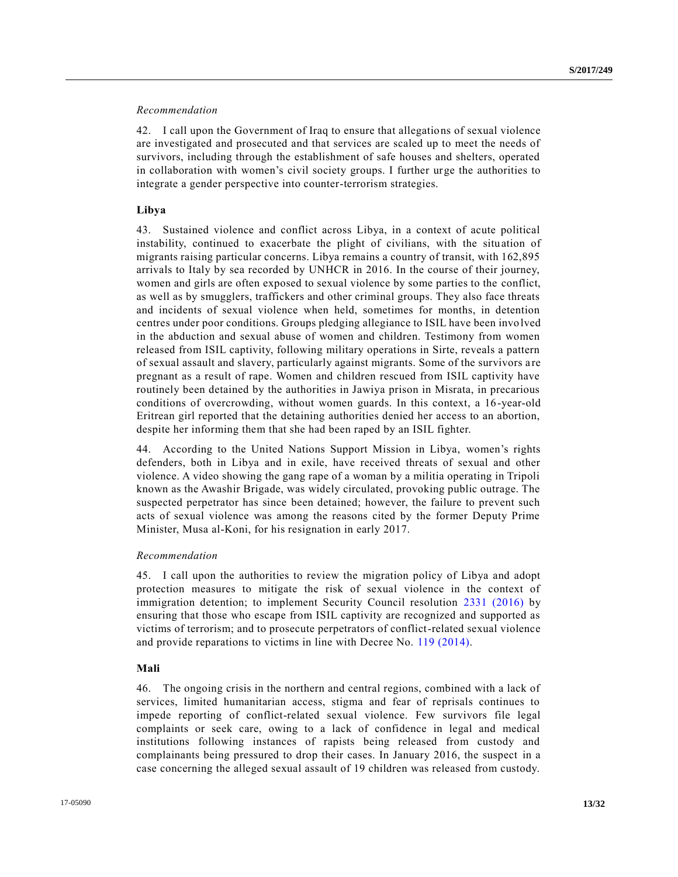*Recommendation*

42. I call upon the Government of Iraq to ensure that allegations of sexual violence are investigated and prosecuted and that services are scaled up to meet the needs of survivors, including through the establishment of safe houses and shelters, operated in collaboration with women's civil society groups. I further urge the authorities to integrate a gender perspective into counter-terrorism strategies.

**Libya**

43. Sustained violence and conflict across Libya, in a context of acute political instability, continued to exacerbate the plight of civilians, with the situation of migrants raising particular concerns. Libya remains a country of transit, with 162,895 arrivals to Italy by sea recorded by UNHCR in 2016. In the course of their journey, women and girls are often exposed to sexual violence by some parties to the conflict, as well as by smugglers, traffickers and other criminal groups. They also face threats and incidents of sexual violence when held, sometimes for months, in detention centres under poor conditions. Groups pledging allegiance to ISIL have been involved in the abduction and sexual abuse of women and children. Testimony from women released from ISIL captivity, following military operations in Sirte, reveals a pattern of sexual assault and slavery, particularly against migrants. Some of the survivors are pregnant as a result of rape. Women and children rescued from ISIL captivity have routinely been detained by the authorities in Jawiya prison in Misrata, in precarious conditions of overcrowding, without women guards. In this context, a 16-year-old Eritrean girl reported that the detaining authorities denied her access to an abortion, despite her informing them that she had been raped by an ISIL fighter.

44. According to the United Nations Support Mission in Libya, women's rights defenders, both in Libya and in exile, have received threats of sexual and other violence. A video showing the gang rape of a woman by a militia operating in Tripoli known as the Awashir Brigade, was widely circulated, provoking public outrage. The suspected perpetrator has since been detained; however, the failure to prevent such acts of sexual violence was among the reasons cited by the former Deputy Prime Minister, Musa al-Koni, for his resignation in early 2017.

*Recommendation*

45. I call upon the authorities to review the migration policy of Libya and adopt protection measures to mitigate the risk of sexual violence in the context of immigration detention; to implement Security Council resolution 2331 (2016) by ensuring that those who escape from ISIL captivity are recognized and supported as victims of terrorism; and to prosecute perpetrators of conflict-related sexual violence and provide reparations to victims in line with Decree No. 119 (2014).

**Mali**

46. The ongoing crisis in the northern and central regions, combined with a lack of services, limited humanitarian access, stigma and fear of reprisals continues to impede reporting of conflict-related sexual violence. Few survivors file legal complaints or seek care, owing to a lack of confidence in legal and medical institutions following instances of rapists being released from custody and complainants being pressured to drop their cases. In January 2016, the suspect in a case concerning the alleged sexual assault of 19 children was released from custody.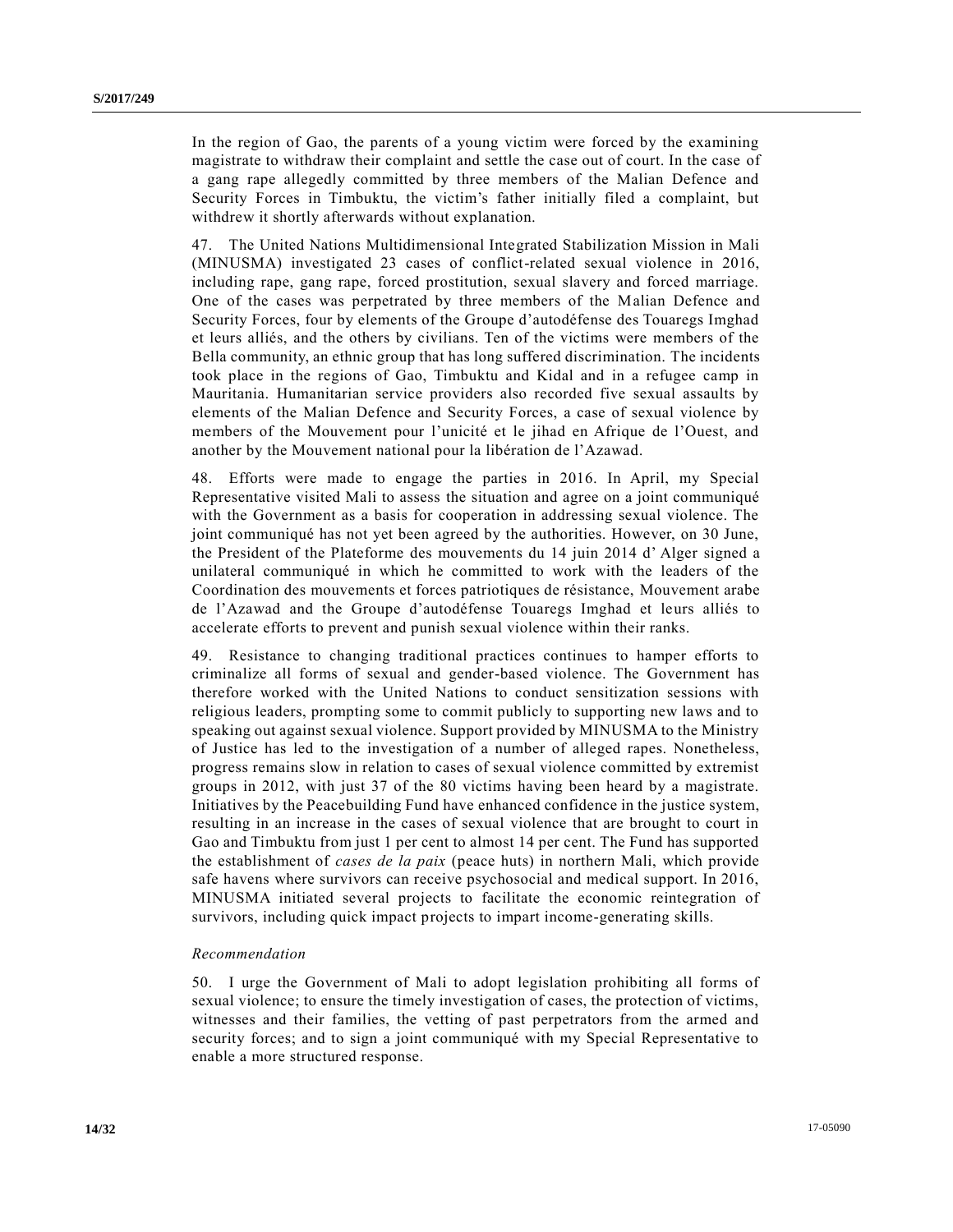In the region of Gao, the parents of a young victim were forced by the examining magistrate to withdraw their complaint and settle the case out of court. In the case of a gang rape allegedly committed by three members of the Malian Defence and Security Forces in Timbuktu, the victim's father initially filed a complaint, but withdrew it shortly afterwards without explanation.

47. The United Nations Multidimensional Integrated Stabilization Mission in Mali (MINUSMA) investigated 23 cases of conflict-related sexual violence in 2016, including rape, gang rape, forced prostitution, sexual slavery and forced marriage. One of the cases was perpetrated by three members of the Malian Defence and Security Forces, four by elements of the Groupe d'autodéfense des Touaregs Imghad et leurs alliés, and the others by civilians. Ten of the victims were members of the Bella community, an ethnic group that has long suffered discrimination. The incidents took place in the regions of Gao, Timbuktu and Kidal and in a refugee camp in Mauritania. Humanitarian service providers also recorded five sexual assaults by elements of the Malian Defence and Security Forces, a case of sexual violence by members of the Mouvement pour l'unicité et le jihad en Afrique de l'Ouest, and another by the Mouvement national pour la libération de l'Azawad.

48. Efforts were made to engage the parties in 2016. In April, my Special Representative visited Mali to assess the situation and agree on a joint communiqué with the Government as a basis for cooperation in addressing sexual violence. The joint communiqué has not yet been agreed by the authorities. However, on 30 June, the President of the Plateforme des mouvements du 14 juin 2014 d' Alger signed a unilateral communiqué in which he committed to work with the leaders of the Coordination des mouvements et forces patriotiques de résistance, Mouvement arabe de l'Azawad and the Groupe d'autodéfense Touaregs Imghad et leurs alliés to accelerate efforts to prevent and punish sexual violence within their ranks.

49. Resistance to changing traditional practices continues to hamper efforts to criminalize all forms of sexual and gender-based violence. The Government has therefore worked with the United Nations to conduct sensitization sessions with religious leaders, prompting some to commit publicly to supporting new laws and to speaking out against sexual violence. Support provided by MINUSMA to the Ministry of Justice has led to the investigation of a number of alleged rapes. Nonetheless, progress remains slow in relation to cases of sexual violence committed by extremist groups in 2012, with just 37 of the 80 victims having been heard by a magistrate. Initiatives by the Peacebuilding Fund have enhanced confidence in the justice system, resulting in an increase in the cases of sexual violence that are brought to court in Gao and Timbuktu from just 1 per cent to almost 14 per cent. The Fund has supported the establishment of *cases de la paix* (peace huts) in northern Mali, which provide safe havens where survivors can receive psychosocial and medical support. In 2016, MINUSMA initiated several projects to facilitate the economic reintegration of survivors, including quick impact projects to impart income-generating skills.

*Recommendation*

50. I urge the Government of Mali to adopt legislation prohibiting all forms of sexual violence; to ensure the timely investigation of cases, the protection of victims, witnesses and their families, the vetting of past perpetrators from the armed and security forces; and to sign a joint communiqué with my Special Representative to enable a more structured response.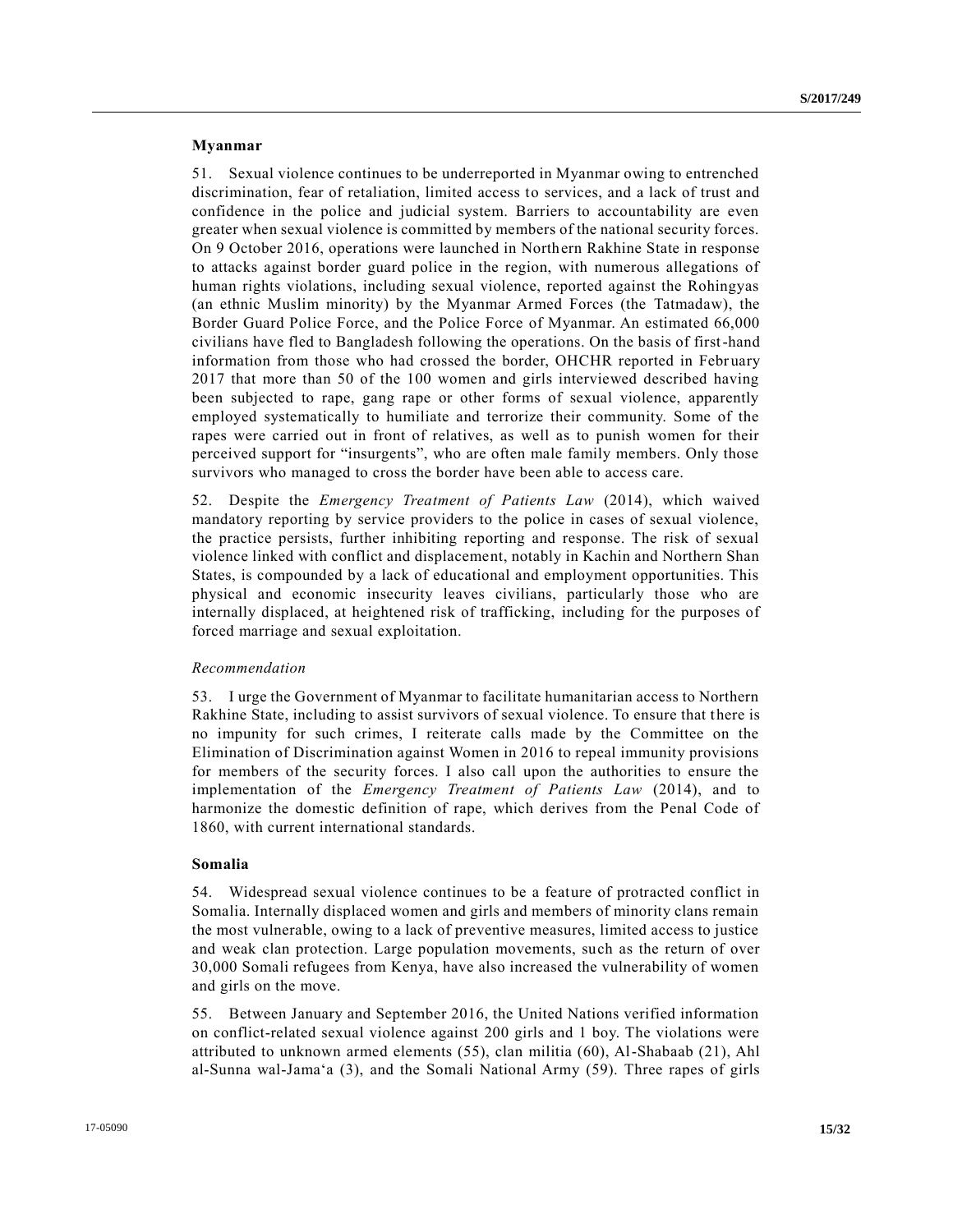**Myanmar**

51. Sexual violence continues to be underreported in Myanmar owing to entrenched discrimination, fear of retaliation, limited access to services, and a lack of trust and confidence in the police and judicial system. Barriers to accountability are even greater when sexual violence is committed by members of the national security forces. On 9 October 2016, operations were launched in Northern Rakhine State in response to attacks against border guard police in the region, with numerous allegations of human rights violations, including sexual violence, reported against the Rohingyas (an ethnic Muslim minority) by the Myanmar Armed Forces (the Tatmadaw), the Border Guard Police Force, and the Police Force of Myanmar. An estimated 66,000 civilians have fled to Bangladesh following the operations. On the basis of first-hand information from those who had crossed the border, OHCHR reported in February 2017 that more than 50 of the 100 women and girls interviewed described having been subjected to rape, gang rape or other forms of sexual violence, apparently employed systematically to humiliate and terrorize their community. Some of the rapes were carried out in front of relatives, as well as to punish women for their perceived support for "insurgents", who are often male family members. Only those survivors who managed to cross the border have been able to access care.

52. Despite the *Emergency Treatment of Patients Law* (2014), which waived mandatory reporting by service providers to the police in cases of sexual violence, the practice persists, further inhibiting reporting and response. The risk of sexual violence linked with conflict and displacement, notably in Kachin and Northern Shan States, is compounded by a lack of educational and employment opportunities. This physical and economic insecurity leaves civilians, particularly those who are internally displaced, at heightened risk of trafficking, including for the purposes of forced marriage and sexual exploitation.

*Recommendation*

53. I urge the Government of Myanmar to facilitate humanitarian access to Northern Rakhine State, including to assist survivors of sexual violence. To ensure that there is no impunity for such crimes, I reiterate calls made by the Committee on the Elimination of Discrimination against Women in 2016 to repeal immunity provisions for members of the security forces. I also call upon the authorities to ensure the implementation of the *Emergency Treatment of Patients Law* (2014), and to harmonize the domestic definition of rape, which derives from the Penal Code of 1860, with current international standards.

**Somalia**

54. Widespread sexual violence continues to be a feature of protracted conflict in Somalia. Internally displaced women and girls and members of minority clans remain the most vulnerable, owing to a lack of preventive measures, limited access to justice and weak clan protection. Large population movements, such as the return of over 30,000 Somali refugees from Kenya, have also increased the vulnerability of women and girls on the move.

55. Between January and September 2016, the United Nations verified information on conflict-related sexual violence against 200 girls and 1 boy. The violations were attributed to unknown armed elements (55), clan militia (60), Al-Shabaab (21), Ahl al-Sunna wal-Jama'a (3), and the Somali National Army (59). Three rapes of girls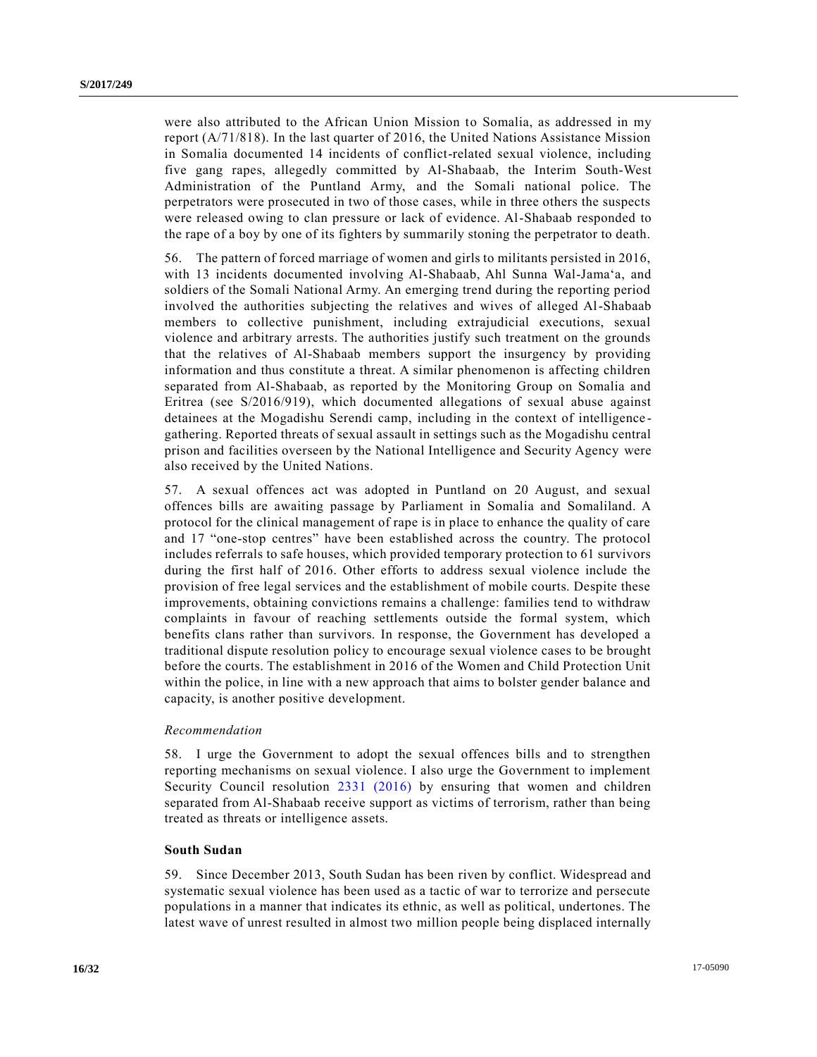were also attributed to the African Union Mission to Somalia, as addressed in my report (A/71/818). In the last quarter of 2016, the United Nations Assistance Mission in Somalia documented 14 incidents of conflict-related sexual violence, including five gang rapes, allegedly committed by Al-Shabaab, the Interim South-West Administration of the Puntland Army, and the Somali national police. The perpetrators were prosecuted in two of those cases, while in three others the suspects were released owing to clan pressure or lack of evidence. Al-Shabaab responded to the rape of a boy by one of its fighters by summarily stoning the perpetrator to death.

56. The pattern of forced marriage of women and girls to militants persisted in 2016, with 13 incidents documented involving Al-Shabaab, Ahl Sunna Wal-Jama'a, and soldiers of the Somali National Army. An emerging trend during the reporting period involved the authorities subjecting the relatives and wives of alleged Al-Shabaab members to collective punishment, including extrajudicial executions, sexual violence and arbitrary arrests. The authorities justify such treatment on the grounds that the relatives of Al-Shabaab members support the insurgency by providing information and thus constitute a threat. A similar phenomenon is affecting children separated from Al-Shabaab, as reported by the Monitoring Group on Somalia and Eritrea (see S/2016/919), which documented allegations of sexual abuse against detainees at the Mogadishu Serendi camp, including in the context of intelligence-gathering. Reported threats of sexual assault in settings such as the Mogadishu central prison and facilities overseen by the National Intelligence and Security Agency were also received by the United Nations.

57. A sexual offences act was adopted in Puntland on 20 August, and sexual offences bills are awaiting passage by Parliament in Somalia and Somaliland. A protocol for the clinical management of rape is in place to enhance the quality of care and 17 "one-stop centres" have been established across the country. The protocol includes referrals to safe houses, which provided temporary protection to 61 survivors during the first half of 2016. Other efforts to address sexual violence include the provision of free legal services and the establishment of mobile courts. Despite these improvements, obtaining convictions remains a challenge: families tend to withdraw complaints in favour of reaching settlements outside the formal system, which benefits clans rather than survivors. In response, the Government has developed a traditional dispute resolution policy to encourage sexual violence cases to be brought before the courts. The establishment in 2016 of the Women and Child Protection Unit within the police, in line with a new approach that aims to bolster gender balance and capacity, is another positive development.

*Recommendation*

58. I urge the Government to adopt the sexual offences bills and to strengthen reporting mechanisms on sexual violence. I also urge the Government to implement Security Council resolution 2331 (2016) by ensuring that women and children separated from Al-Shabaab receive support as victims of terrorism, rather than being treated as threats or intelligence assets.

### South Sudan

59. Since December 2013, South Sudan has been riven by conflict. Widespread and systematic sexual violence has been used as a tactic of war to terrorize and persecute populations in a manner that indicates its ethnic, as well as political, undertones. The latest wave of unrest resulted in almost two million people being displaced internally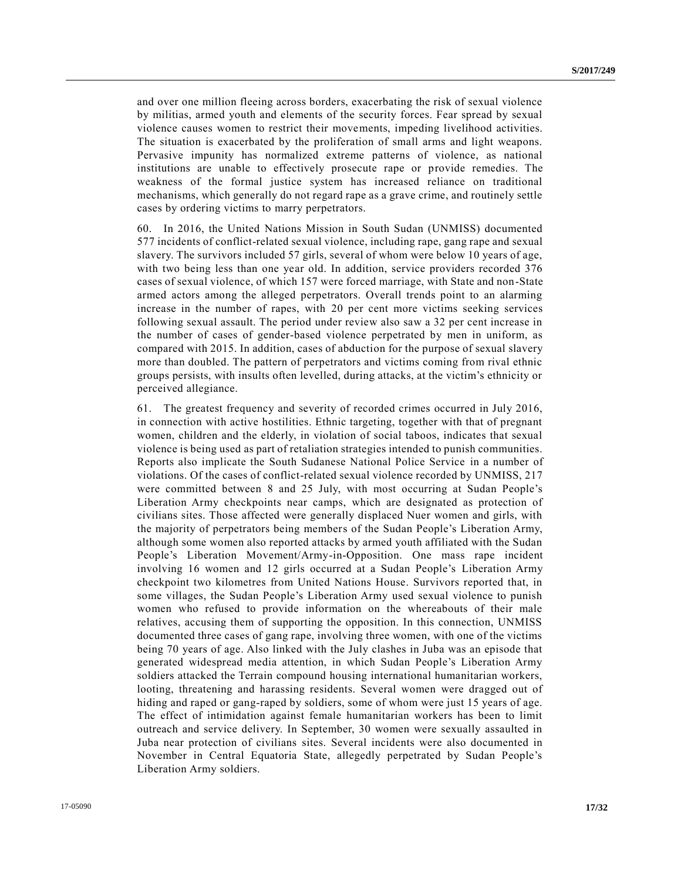and over one million fleeing across borders, exacerbating the risk of sexual violence by militias, armed youth and elements of the security forces. Fear spread by sexual violence causes women to restrict their movements, impeding livelihood activities. The situation is exacerbated by the proliferation of small arms and light weapons. Pervasive impunity has normalized extreme patterns of violence, as national institutions are unable to effectively prosecute rape or provide remedies. The weakness of the formal justice system has increased reliance on traditional mechanisms, which generally do not regard rape as a grave crime, and routinely settle cases by ordering victims to marry perpetrators.

60. In 2016, the United Nations Mission in South Sudan (UNMISS) documented 577 incidents of conflict-related sexual violence, including rape, gang rape and sexual slavery. The survivors included 57 girls, several of whom were below 10 years of age, with two being less than one year old. In addition, service providers recorded 376 cases of sexual violence, of which 157 were forced marriage, with State and non-State armed actors among the alleged perpetrators. Overall trends point to an alarming increase in the number of rapes, with 20 per cent more victims seeking services following sexual assault. The period under review also saw a 32 per cent increase in the number of cases of gender-based violence perpetrated by men in uniform, as compared with 2015. In addition, cases of abduction for the purpose of sexual slavery more than doubled. The pattern of perpetrators and victims coming from rival ethnic groups persists, with insults often levelled, during attacks, at the victim's ethnicity or perceived allegiance.

61. The greatest frequency and severity of recorded crimes occurred in July 2016, in connection with active hostilities. Ethnic targeting, together with that of pregnant women, children and the elderly, in violation of social taboos, indicates that sexual violence is being used as part of retaliation strategies intended to punish communities. Reports also implicate the South Sudanese National Police Service in a number of violations. Of the cases of conflict-related sexual violence recorded by UNMISS, 217 were committed between 8 and 25 July, with most occurring at Sudan People's Liberation Army checkpoints near camps, which are designated as protection of civilians sites. Those affected were generally displaced Nuer women and girls, with the majority of perpetrators being members of the Sudan People's Liberation Army, although some women also reported attacks by armed youth affiliated with the Sudan People's Liberation Movement/Army-in-Opposition. One mass rape incident involving 16 women and 12 girls occurred at a Sudan People's Liberation Army checkpoint two kilometres from United Nations House. Survivors reported that, in some villages, the Sudan People's Liberation Army used sexual violence to punish women who refused to provide information on the whereabouts of their male relatives, accusing them of supporting the opposition. In this connection, UNMISS documented three cases of gang rape, involving three women, with one of the victims being 70 years of age. Also linked with the July clashes in Juba was an episode that generated widespread media attention, in which Sudan People's Liberation Army soldiers attacked the Terrain compound housing international humanitarian workers, looting, threatening and harassing residents. Several women were dragged out of hiding and raped or gang-raped by soldiers, some of whom were just 15 years of age. The effect of intimidation against female humanitarian workers has been to limit outreach and service delivery. In September, 30 women were sexually assaulted in Juba near protection of civilians sites. Several incidents were also documented in November in Central Equatoria State, allegedly perpetrated by Sudan People's Liberation Army soldiers.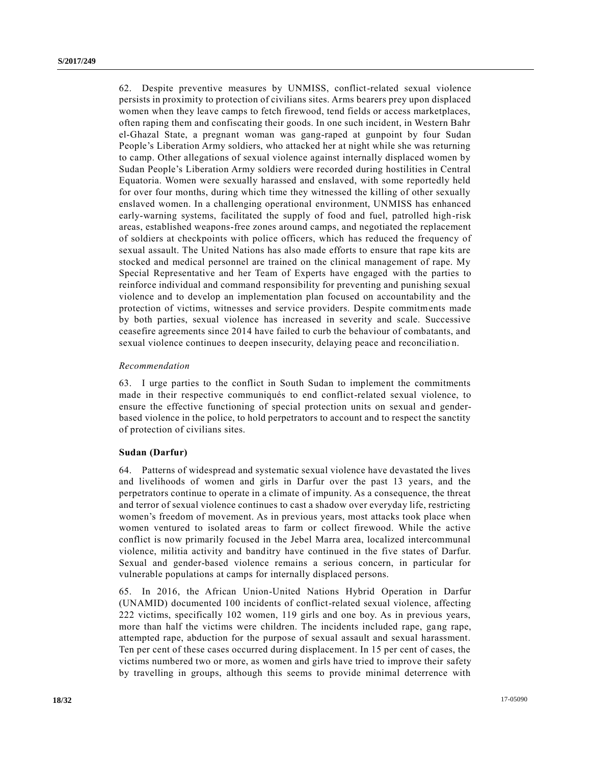62. Despite preventive measures by UNMISS, conflict-related sexual violence persists in proximity to protection of civilians sites. Arms bearers prey upon displaced women when they leave camps to fetch firewood, tend fields or access marketplaces, often raping them and confiscating their goods. In one such incident, in Western Bahr el-Ghazal State, a pregnant woman was gang-raped at gunpoint by four Sudan People's Liberation Army soldiers, who attacked her at night while she was returning to camp. Other allegations of sexual violence against internally displaced women by Sudan People's Liberation Army soldiers were recorded during hostilities in Central Equatoria. Women were sexually harassed and enslaved, with some reportedly held for over four months, during which time they witnessed the killing of other sexually enslaved women. In a challenging operational environment, UNMISS has enhanced early-warning systems, facilitated the supply of food and fuel, patrolled high-risk areas, established weapons-free zones around camps, and negotiated the replacement of soldiers at checkpoints with police officers, which has reduced the frequency of sexual assault. The United Nations has also made efforts to ensure that rape kits are stocked and medical personnel are trained on the clinical management of rape. My Special Representative and her Team of Experts have engaged with the parties to reinforce individual and command responsibility for preventing and punishing sexual violence and to develop an implementation plan focused on accountability and the protection of victims, witnesses and service providers. Despite commitments made by both parties, sexual violence has increased in severity and scale. Successive ceasefire agreements since 2014 have failed to curb the behaviour of combatants, and sexual violence continues to deepen insecurity, delaying peace and reconciliation.

*Recommendation*

63. I urge parties to the conflict in South Sudan to implement the commitments made in their respective communiqués to end conflict-related sexual violence, to ensure the effective functioning of special protection units on sexual and gender-based violence in the police, to hold perpetrators to account and to respect the sanctity of protection of civilians sites.

**Sudan (Darfur)**

64. Patterns of widespread and systematic sexual violence have devastated the lives and livelihoods of women and girls in Darfur over the past 13 years, and the perpetrators continue to operate in a climate of impunity. As a consequence, the threat and terror of sexual violence continues to cast a shadow over everyday life, restricting women's freedom of movement. As in previous years, most attacks took place when women ventured to isolated areas to farm or collect firewood. While the active conflict is now primarily focused in the Jebel Marra area, localized intercommunal violence, militia activity and banditry have continued in the five states of Darfur. Sexual and gender-based violence remains a serious concern, in particular for vulnerable populations at camps for internally displaced persons.

65. In 2016, the African Union-United Nations Hybrid Operation in Darfur (UNAMID) documented 100 incidents of conflict-related sexual violence, affecting 222 victims, specifically 102 women, 119 girls and one boy. As in previous years, more than half the victims were children. The incidents included rape, gang rape, attempted rape, abduction for the purpose of sexual assault and sexual harassment. Ten per cent of these cases occurred during displacement. In 15 per cent of cases, the victims numbered two or more, as women and girls have tried to improve their safety by travelling in groups, although this seems to provide minimal deterrence with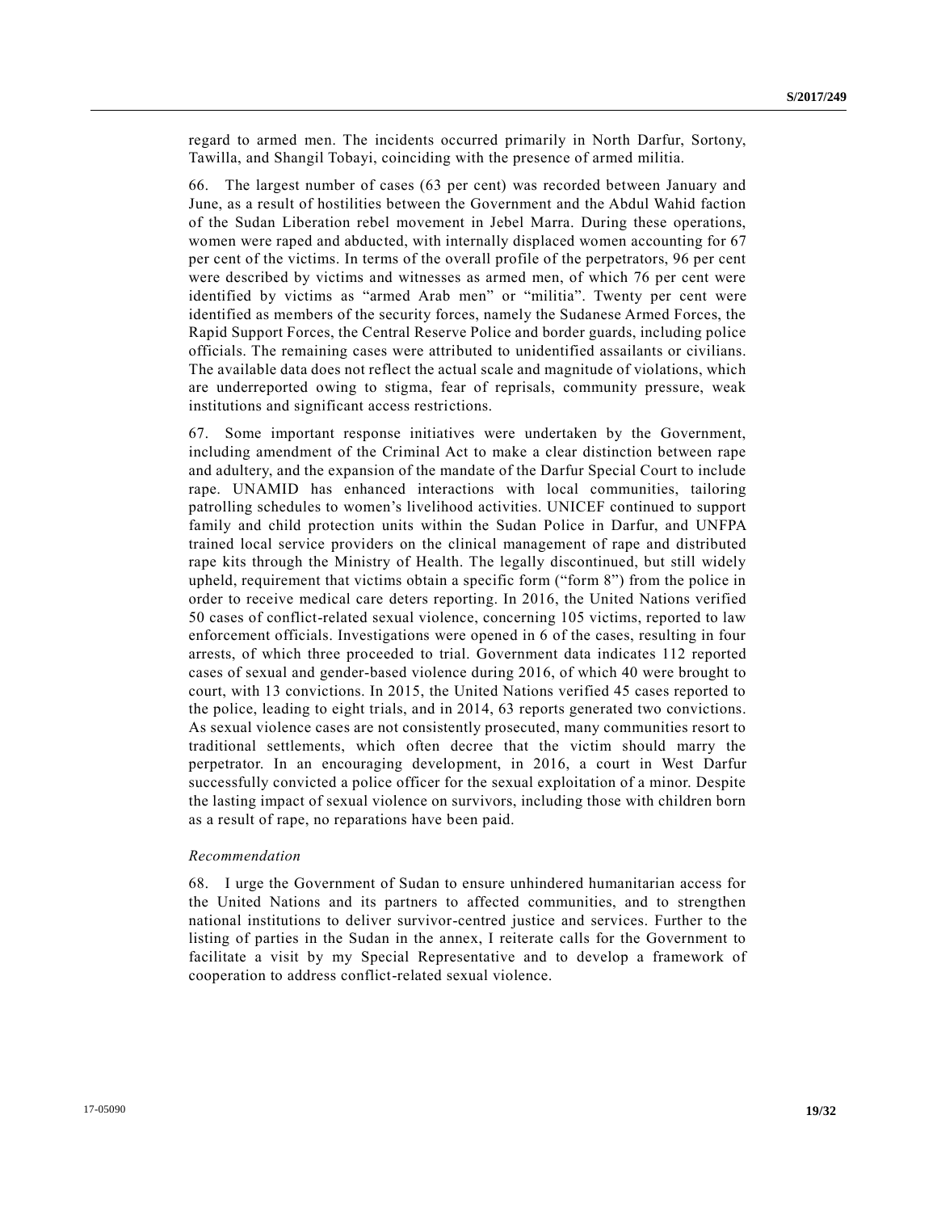regard to armed men. The incidents occurred primarily in North Darfur, Sortony, Tawilla, and Shangil Tobayi, coinciding with the presence of armed militia.

66. The largest number of cases (63 per cent) was recorded between January and June, as a result of hostilities between the Government and the Abdul Wahid faction of the Sudan Liberation rebel movement in Jebel Marra. During these operations, women were raped and abducted, with internally displaced women accounting for 67 per cent of the victims. In terms of the overall profile of the perpetrators, 96 per cent were described by victims and witnesses as armed men, of which 76 per cent were identified by victims as "armed Arab men" or "militia". Twenty per cent were identified as members of the security forces, namely the Sudanese Armed Forces, the Rapid Support Forces, the Central Reserve Police and border guards, including police officials. The remaining cases were attributed to unidentified assailants or civilians. The available data does not reflect the actual scale and magnitude of violations, which are underreported owing to stigma, fear of reprisals, community pressure, weak institutions and significant access restrictions.

67. Some important response initiatives were undertaken by the Government, including amendment of the Criminal Act to make a clear distinction between rape and adultery, and the expansion of the mandate of the Darfur Special Court to include rape. UNAMID has enhanced interactions with local communities, tailoring patrolling schedules to women's livelihood activities. UNICEF continued to support family and child protection units within the Sudan Police in Darfur, and UNFPA trained local service providers on the clinical management of rape and distributed rape kits through the Ministry of Health. The legally discontinued, but still widely upheld, requirement that victims obtain a specific form ("form 8") from the police in order to receive medical care deters reporting. In 2016, the United Nations verified 50 cases of conflict-related sexual violence, concerning 105 victims, reported to law enforcement officials. Investigations were opened in 6 of the cases, resulting in four arrests, of which three proceeded to trial. Government data indicates 112 reported cases of sexual and gender-based violence during 2016, of which 40 were brought to court, with 13 convictions. In 2015, the United Nations verified 45 cases reported to the police, leading to eight trials, and in 2014, 63 reports generated two convictions. As sexual violence cases are not consistently prosecuted, many communities resort to traditional settlements, which often decree that the victim should marry the perpetrator. In an encouraging development, in 2016, a court in West Darfur successfully convicted a police officer for the sexual exploitation of a minor. Despite the lasting impact of sexual violence on survivors, including those with children born as a result of rape, no reparations have been paid.

*Recommendation*

68. I urge the Government of Sudan to ensure unhindered humanitarian access for the United Nations and its partners to affected communities, and to strengthen national institutions to deliver survivor-centred justice and services. Further to the listing of parties in the Sudan in the annex, I reiterate calls for the Government to facilitate a visit by my Special Representative and to develop a framework of cooperation to address conflict-related sexual violence.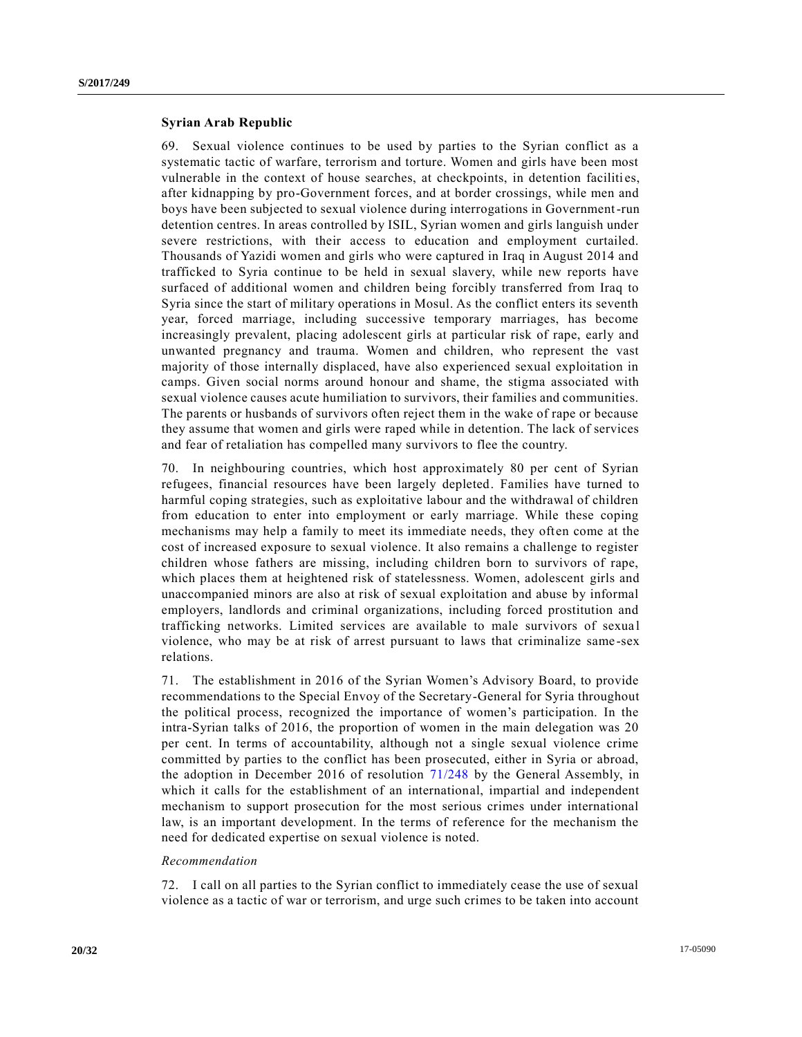**Syrian Arab Republic**

69. Sexual violence continues to be used by parties to the Syrian conflict as a systematic tactic of warfare, terrorism and torture. Women and girls have been most vulnerable in the context of house searches, at checkpoints, in detention facilities, after kidnapping by pro-Government forces, and at border crossings, while men and boys have been subjected to sexual violence during interrogations in Government-run detention centres. In areas controlled by ISIL, Syrian women and girls languish under severe restrictions, with their access to education and employment curtailed. Thousands of Yazidi women and girls who were captured in Iraq in August 2014 and trafficked to Syria continue to be held in sexual slavery, while new reports have surfaced of additional women and children being forcibly transferred from Iraq to Syria since the start of military operations in Mosul. As the conflict enters its seventh year, forced marriage, including successive temporary marriages, has become increasingly prevalent, placing adolescent girls at particular risk of rape, early and unwanted pregnancy and trauma. Women and children, who represent the vast majority of those internally displaced, have also experienced sexual exploitation in camps. Given social norms around honour and shame, the stigma associated with sexual violence causes acute humiliation to survivors, their families and communities. The parents or husbands of survivors often reject them in the wake of rape or because they assume that women and girls were raped while in detention. The lack of services and fear of retaliation has compelled many survivors to flee the country.

70. In neighbouring countries, which host approximately 80 per cent of Syrian refugees, financial resources have been largely depleted. Families have turned to harmful coping strategies, such as exploitative labour and the withdrawal of children from education to enter into employment or early marriage. While these coping mechanisms may help a family to meet its immediate needs, they often come at the cost of increased exposure to sexual violence. It also remains a challenge to register children whose fathers are missing, including children born to survivors of rape, which places them at heightened risk of statelessness. Women, adolescent girls and unaccompanied minors are also at risk of sexual exploitation and abuse by informal employers, landlords and criminal organizations, including forced prostitution and trafficking networks. Limited services are available to male survivors of sexual violence, who may be at risk of arrest pursuant to laws that criminalize same-sex relations.

71. The establishment in 2016 of the Syrian Women's Advisory Board, to provide recommendations to the Special Envoy of the Secretary-General for Syria throughout the political process, recognized the importance of women's participation. In the intra-Syrian talks of 2016, the proportion of women in the main delegation was 20 per cent. In terms of accountability, although not a single sexual violence crime committed by parties to the conflict has been prosecuted, either in Syria or abroad, the adoption in December 2016 of resolution 71/248 by the General Assembly, in which it calls for the establishment of an international, impartial and independent mechanism to support prosecution for the most serious crimes under international law, is an important development. In the terms of reference for the mechanism the need for dedicated expertise on sexual violence is noted.

*Recommendation*

72. I call on all parties to the Syrian conflict to immediately cease the use of sexual violence as a tactic of war or terrorism, and urge such crimes to be taken into account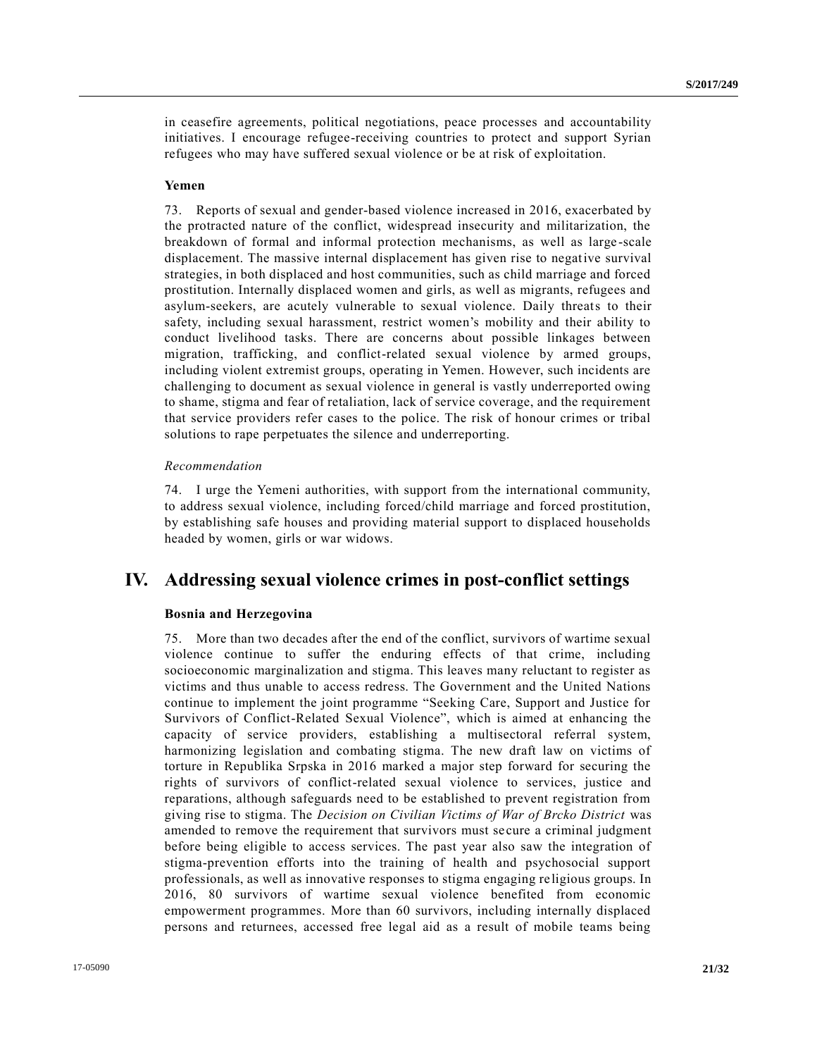in ceasefire agreements, political negotiations, peace processes and accountability initiatives. I encourage refugee-receiving countries to protect and support Syrian refugees who may have suffered sexual violence or be at risk of exploitation.

### Yemen

73. Reports of sexual and gender-based violence increased in 2016, exacerbated by the protracted nature of the conflict, widespread insecurity and militarization, the breakdown of formal and informal protection mechanisms, as well as large-scale displacement. The massive internal displacement has given rise to negative survival strategies, in both displaced and host communities, such as child marriage and forced prostitution. Internally displaced women and girls, as well as migrants, refugees and asylum-seekers, are acutely vulnerable to sexual violence. Daily threats to their safety, including sexual harassment, restrict women's mobility and their ability to conduct livelihood tasks. There are concerns about possible linkages between migration, trafficking, and conflict-related sexual violence by armed groups, including violent extremist groups, operating in Yemen. However, such incidents are challenging to document as sexual violence in general is vastly underreported owing to shame, stigma and fear of retaliation, lack of service coverage, and the requirement that service providers refer cases to the police. The risk of honour crimes or tribal solutions to rape perpetuates the silence and underreporting.

*Recommendation*

74. I urge the Yemeni authorities, with support from the international community, to address sexual violence, including forced/child marriage and forced prostitution, by establishing safe houses and providing material support to displaced households headed by women, girls or war widows.

## IV. Addressing sexual violence crimes in post-conflict settings

### Bosnia and Herzegovina

75. More than two decades after the end of the conflict, survivors of wartime sexual violence continue to suffer the enduring effects of that crime, including socioeconomic marginalization and stigma. This leaves many reluctant to register as victims and thus unable to access redress. The Government and the United Nations continue to implement the joint programme "Seeking Care, Support and Justice for Survivors of Conflict-Related Sexual Violence", which is aimed at enhancing the capacity of service providers, establishing a multisectoral referral system, harmonizing legislation and combating stigma. The new draft law on victims of torture in Republika Srpska in 2016 marked a major step forward for securing the rights of survivors of conflict-related sexual violence to services, justice and reparations, although safeguards need to be established to prevent registration from giving rise to stigma. The *Decision on Civilian Victims of War of Brcko District* was amended to remove the requirement that survivors must secure a criminal judgment before being eligible to access services. The past year also saw the integration of stigma-prevention efforts into the training of health and psychosocial support professionals, as well as innovative responses to stigma engaging religious groups. In 2016, 80 survivors of wartime sexual violence benefited from economic empowerment programmes. More than 60 survivors, including internally displaced persons and returnees, accessed free legal aid as a result of mobile teams being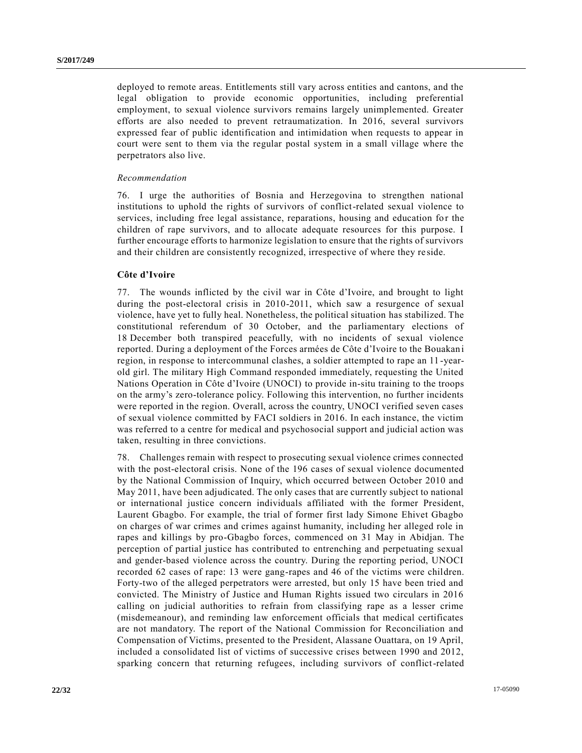deployed to remote areas. Entitlements still vary across entities and cantons, and the legal obligation to provide economic opportunities, including preferential employment, to sexual violence survivors remains largely unimplemented. Greater efforts are also needed to prevent retraumatization. In 2016, several survivors expressed fear of public identification and intimidation when requests to appear in court were sent to them via the regular postal system in a small village where the perpetrators also live.

*Recommendation*

76. I urge the authorities of Bosnia and Herzegovina to strengthen national institutions to uphold the rights of survivors of conflict-related sexual violence to services, including free legal assistance, reparations, housing and education for the children of rape survivors, and to allocate adequate resources for this purpose. I further encourage efforts to harmonize legislation to ensure that the rights of survivors and their children are consistently recognized, irrespective of where they reside.

**Côte d'Ivoire**

77. The wounds inflicted by the civil war in Côte d'Ivoire, and brought to light during the post-electoral crisis in 2010-2011, which saw a resurgence of sexual violence, have yet to fully heal. Nonetheless, the political situation has stabilized. The constitutional referendum of 30 October, and the parliamentary elections of 18 December both transpired peacefully, with no incidents of sexual violence reported. During a deployment of the Forces armées de Côte d'Ivoire to the Bouakani region, in response to intercommunal clashes, a soldier attempted to rape an 11-year-old girl. The military High Command responded immediately, requesting the United Nations Operation in Côte d'Ivoire (UNOCI) to provide in-situ training to the troops on the army's zero-tolerance policy. Following this intervention, no further incidents were reported in the region. Overall, across the country, UNOCI verified seven cases of sexual violence committed by FACI soldiers in 2016. In each instance, the victim was referred to a centre for medical and psychosocial support and judicial action was taken, resulting in three convictions.

78. Challenges remain with respect to prosecuting sexual violence crimes connected with the post-electoral crisis. None of the 196 cases of sexual violence documented by the National Commission of Inquiry, which occurred between October 2010 and May 2011, have been adjudicated. The only cases that are currently subject to national or international justice concern individuals affiliated with the former President, Laurent Gbagbo. For example, the trial of former first lady Simone Ehivet Gbagbo on charges of war crimes and crimes against humanity, including her alleged role in rapes and killings by pro-Gbagbo forces, commenced on 31 May in Abidjan. The perception of partial justice has contributed to entrenching and perpetuating sexual and gender-based violence across the country. During the reporting period, UNOCI recorded 62 cases of rape: 13 were gang-rapes and 46 of the victims were children. Forty-two of the alleged perpetrators were arrested, but only 15 have been tried and convicted. The Ministry of Justice and Human Rights issued two circulars in 2016 calling on judicial authorities to refrain from classifying rape as a lesser crime (misdemeanour), and reminding law enforcement officials that medical certificates are not mandatory. The report of the National Commission for Reconciliation and Compensation of Victims, presented to the President, Alassane Ouattara, on 19 April, included a consolidated list of victims of successive crises between 1990 and 2012, sparking concern that returning refugees, including survivors of conflict-related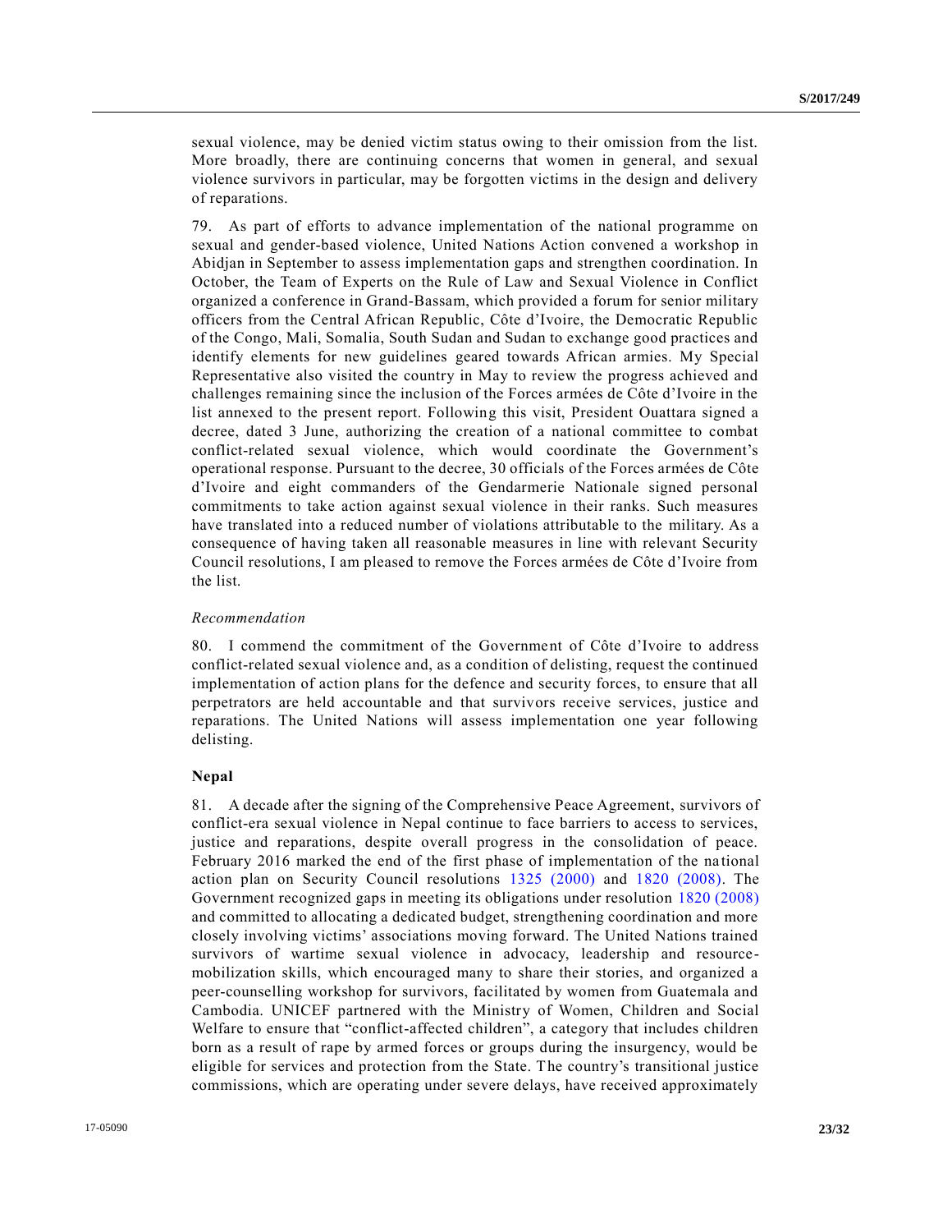sexual violence, may be denied victim status owing to their omission from the list. More broadly, there are continuing concerns that women in general, and sexual violence survivors in particular, may be forgotten victims in the design and delivery of reparations.

79. As part of efforts to advance implementation of the national programme on sexual and gender-based violence, United Nations Action convened a workshop in Abidjan in September to assess implementation gaps and strengthen coordination. In October, the Team of Experts on the Rule of Law and Sexual Violence in Conflict organized a conference in Grand-Bassam, which provided a forum for senior military officers from the Central African Republic, Côte d'Ivoire, the Democratic Republic of the Congo, Mali, Somalia, South Sudan and Sudan to exchange good practices and identify elements for new guidelines geared towards African armies. My Special Representative also visited the country in May to review the progress achieved and challenges remaining since the inclusion of the Forces armées de Côte d'Ivoire in the list annexed to the present report. Following this visit, President Ouattara signed a decree, dated 3 June, authorizing the creation of a national committee to combat conflict-related sexual violence, which would coordinate the Government's operational response. Pursuant to the decree, 30 officials of the Forces armées de Côte d'Ivoire and eight commanders of the Gendarmerie Nationale signed personal commitments to take action against sexual violence in their ranks. Such measures have translated into a reduced number of violations attributable to the military. As a consequence of having taken all reasonable measures in line with relevant Security Council resolutions, I am pleased to remove the Forces armées de Côte d'Ivoire from the list.

*Recommendation*

80. I commend the commitment of the Government of Côte d'Ivoire to address conflict-related sexual violence and, as a condition of delisting, request the continued implementation of action plans for the defence and security forces, to ensure that all perpetrators are held accountable and that survivors receive services, justice and reparations. The United Nations will assess implementation one year following delisting.

**Nepal**

81. A decade after the signing of the Comprehensive Peace Agreement, survivors of conflict-era sexual violence in Nepal continue to face barriers to access to services, justice and reparations, despite overall progress in the consolidation of peace. February 2016 marked the end of the first phase of implementation of the national action plan on Security Council resolutions 1325 (2000) and 1820 (2008). The Government recognized gaps in meeting its obligations under resolution 1820 (2008) and committed to allocating a dedicated budget, strengthening coordination and more closely involving victims' associations moving forward. The United Nations trained survivors of wartime sexual violence in advocacy, leadership and resource-mobilization skills, which encouraged many to share their stories, and organized a peer-counselling workshop for survivors, facilitated by women from Guatemala and Cambodia. UNICEF partnered with the Ministry of Women, Children and Social Welfare to ensure that "conflict-affected children", a category that includes children born as a result of rape by armed forces or groups during the insurgency, would be eligible for services and protection from the State. The country's transitional justice commissions, which are operating under severe delays, have received approximately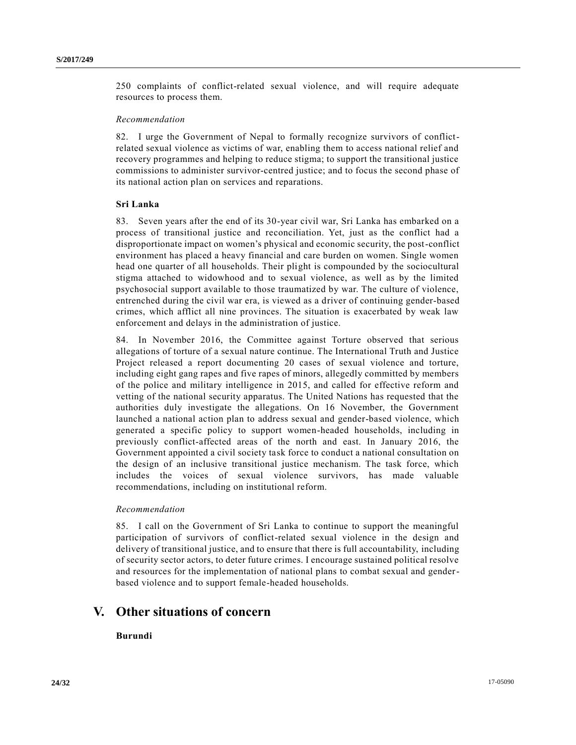250 complaints of conflict-related sexual violence, and will require adequate resources to process them.

*Recommendation*

82. I urge the Government of Nepal to formally recognize survivors of conflict-related sexual violence as victims of war, enabling them to access national relief and recovery programmes and helping to reduce stigma; to support the transitional justice commissions to administer survivor-centred justice; and to focus the second phase of its national action plan on services and reparations.

**Sri Lanka**

83. Seven years after the end of its 30-year civil war, Sri Lanka has embarked on a process of transitional justice and reconciliation. Yet, just as the conflict had a disproportionate impact on women's physical and economic security, the post-conflict environment has placed a heavy financial and care burden on women. Single women head one quarter of all households. Their plight is compounded by the sociocultural stigma attached to widowhood and to sexual violence, as well as by the limited psychosocial support available to those traumatized by war. The culture of violence, entrenched during the civil war era, is viewed as a driver of continuing gender-based crimes, which afflict all nine provinces. The situation is exacerbated by weak law enforcement and delays in the administration of justice.

84. In November 2016, the Committee against Torture observed that serious allegations of torture of a sexual nature continue. The International Truth and Justice Project released a report documenting 20 cases of sexual violence and torture, including eight gang rapes and five rapes of minors, allegedly committed by members of the police and military intelligence in 2015, and called for effective reform and vetting of the national security apparatus. The United Nations has requested that the authorities duly investigate the allegations. On 16 November, the Government launched a national action plan to address sexual and gender-based violence, which generated a specific policy to support women-headed households, including in previously conflict-affected areas of the north and east. In January 2016, the Government appointed a civil society task force to conduct a national consultation on the design of an inclusive transitional justice mechanism. The task force, which includes the voices of sexual violence survivors, has made valuable recommendations, including on institutional reform.

*Recommendation*

85. I call on the Government of Sri Lanka to continue to support the meaningful participation of survivors of conflict-related sexual violence in the design and delivery of transitional justice, and to ensure that there is full accountability, including of security sector actors, to deter future crimes. I encourage sustained political resolve and resources for the implementation of national plans to combat sexual and gender-based violence and to support female-headed households.

## V. Other situations of concern

**Burundi**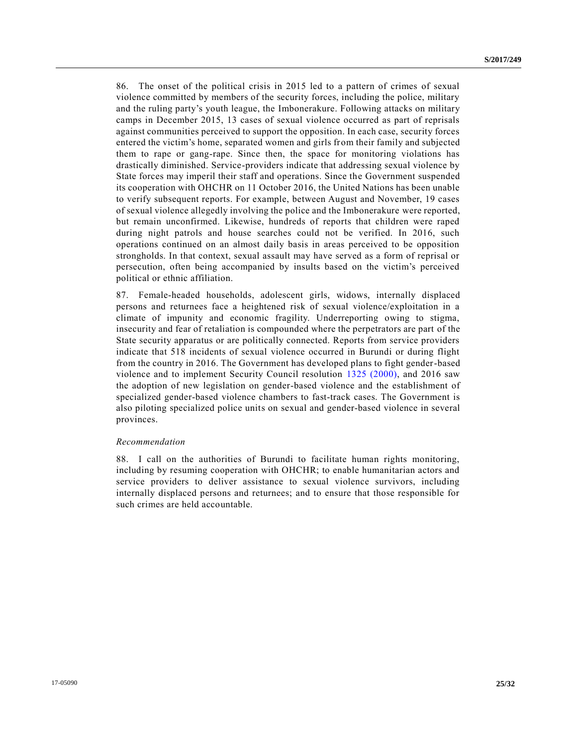86. The onset of the political crisis in 2015 led to a pattern of crimes of sexual violence committed by members of the security forces, including the police, military and the ruling party's youth league, the Imbonerakure. Following attacks on military camps in December 2015, 13 cases of sexual violence occurred as part of reprisals against communities perceived to support the opposition. In each case, security forces entered the victim's home, separated women and girls from their family and subjected them to rape or gang-rape. Since then, the space for monitoring violations has drastically diminished. Service-providers indicate that addressing sexual violence by State forces may imperil their staff and operations. Since the Government suspended its cooperation with OHCHR on 11 October 2016, the United Nations has been unable to verify subsequent reports. For example, between August and November, 19 cases of sexual violence allegedly involving the police and the Imbonerakure were reported, but remain unconfirmed. Likewise, hundreds of reports that children were raped during night patrols and house searches could not be verified. In 2016, such operations continued on an almost daily basis in areas perceived to be opposition strongholds. In that context, sexual assault may have served as a form of reprisal or persecution, often being accompanied by insults based on the victim's perceived political or ethnic affiliation.

87. Female-headed households, adolescent girls, widows, internally displaced persons and returnees face a heightened risk of sexual violence/exploitation in a climate of impunity and economic fragility. Underreporting owing to stigma, insecurity and fear of retaliation is compounded where the perpetrators are part of the State security apparatus or are politically connected. Reports from service providers indicate that 518 incidents of sexual violence occurred in Burundi or during flight from the country in 2016. The Government has developed plans to fight gender-based violence and to implement Security Council resolution 1325 (2000), and 2016 saw the adoption of new legislation on gender-based violence and the establishment of specialized gender-based violence chambers to fast-track cases. The Government is also piloting specialized police units on sexual and gender-based violence in several provinces.

*Recommendation*

88. I call on the authorities of Burundi to facilitate human rights monitoring, including by resuming cooperation with OHCHR; to enable humanitarian actors and service providers to deliver assistance to sexual violence survivors, including internally displaced persons and returnees; and to ensure that those responsible for such crimes are held accountable.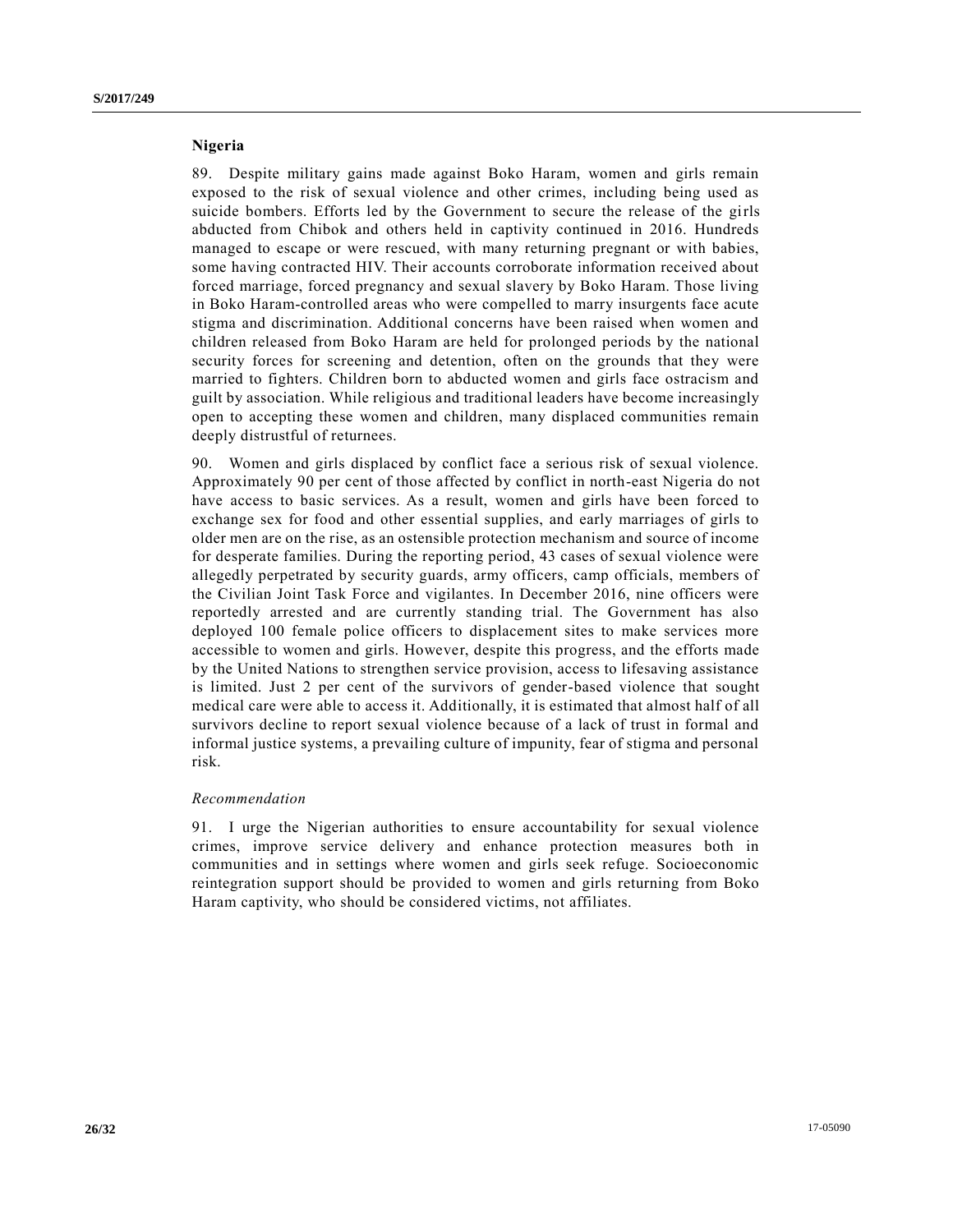## Nigeria

89. Despite military gains made against Boko Haram, women and girls remain exposed to the risk of sexual violence and other crimes, including being used as suicide bombers. Efforts led by the Government to secure the release of the girls abducted from Chibok and others held in captivity continued in 2016. Hundreds managed to escape or were rescued, with many returning pregnant or with babies, some having contracted HIV. Their accounts corroborate information received about forced marriage, forced pregnancy and sexual slavery by Boko Haram. Those living in Boko Haram-controlled areas who were compelled to marry insurgents face acute stigma and discrimination. Additional concerns have been raised when women and children released from Boko Haram are held for prolonged periods by the national security forces for screening and detention, often on the grounds that they were married to fighters. Children born to abducted women and girls face ostracism and guilt by association. While religious and traditional leaders have become increasingly open to accepting these women and children, many displaced communities remain deeply distrustful of returnees.

90. Women and girls displaced by conflict face a serious risk of sexual violence. Approximately 90 per cent of those affected by conflict in north-east Nigeria do not have access to basic services. As a result, women and girls have been forced to exchange sex for food and other essential supplies, and early marriages of girls to older men are on the rise, as an ostensible protection mechanism and source of income for desperate families. During the reporting period, 43 cases of sexual violence were allegedly perpetrated by security guards, army officers, camp officials, members of the Civilian Joint Task Force and vigilantes. In December 2016, nine officers were reportedly arrested and are currently standing trial. The Government has also deployed 100 female police officers to displacement sites to make services more accessible to women and girls. However, despite this progress, and the efforts made by the United Nations to strengthen service provision, access to lifesaving assistance is limited. Just 2 per cent of the survivors of gender-based violence that sought medical care were able to access it. Additionally, it is estimated that almost half of all survivors decline to report sexual violence because of a lack of trust in formal and informal justice systems, a prevailing culture of impunity, fear of stigma and personal risk.

*Recommendation*

91. I urge the Nigerian authorities to ensure accountability for sexual violence crimes, improve service delivery and enhance protection measures both in communities and in settings where women and girls seek refuge. Socioeconomic reintegration support should be provided to women and girls returning from Boko Haram captivity, who should be considered victims, not affiliates.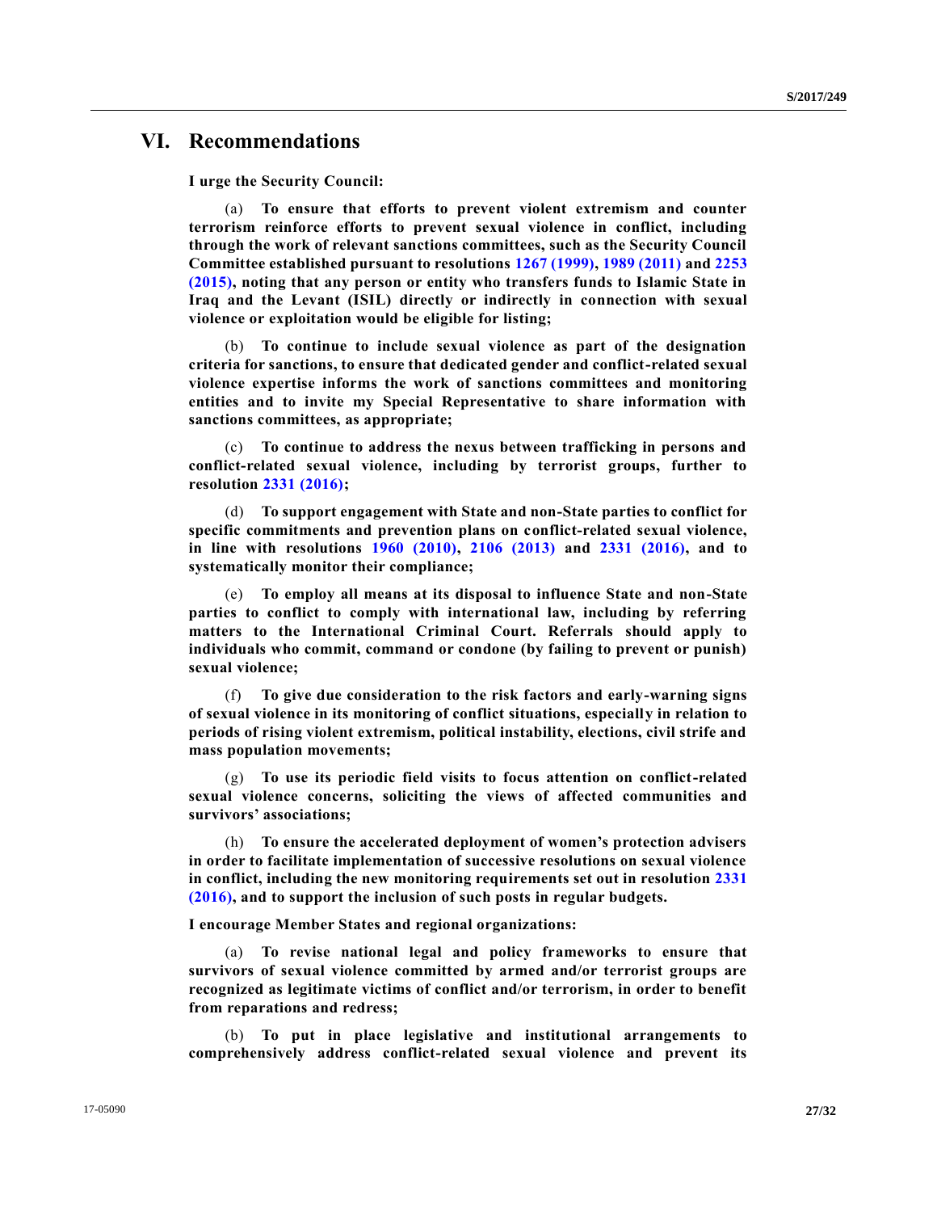# VI. Recommendations

**I urge the Security Council:**

(a) **To ensure that efforts to prevent violent extremism and counter terrorism reinforce efforts to prevent sexual violence in conflict, including through the work of relevant sanctions committees, such as the Security Council Committee established pursuant to resolutions 1267 (1999), 1989 (2011) and 2253 (2015), noting that any person or entity who transfers funds to Islamic State in Iraq and the Levant (ISIL) directly or indirectly in connection with sexual violence or exploitation would be eligible for listing;**

(b) **To continue to include sexual violence as part of the designation criteria for sanctions, to ensure that dedicated gender and conflict-related sexual violence expertise informs the work of sanctions committees and monitoring entities and to invite my Special Representative to share information with sanctions committees, as appropriate;**

(c) **To continue to address the nexus between trafficking in persons and conflict-related sexual violence, including by terrorist groups, further to resolution 2331 (2016);**

(d) **To support engagement with State and non-State parties to conflict for specific commitments and prevention plans on conflict-related sexual violence, in line with resolutions 1960 (2010), 2106 (2013) and 2331 (2016), and to systematically monitor their compliance;**

(e) **To employ all means at its disposal to influence State and non-State parties to conflict to comply with international law, including by referring matters to the International Criminal Court. Referrals should apply to individuals who commit, command or condone (by failing to prevent or punish) sexual violence;**

(f) **To give due consideration to the risk factors and early-warning signs of sexual violence in its monitoring of conflict situations, especially in relation to periods of rising violent extremism, political instability, elections, civil strife and mass population movements;**

(g) **To use its periodic field visits to focus attention on conflict-related sexual violence concerns, soliciting the views of affected communities and survivors' associations;**

(h) **To ensure the accelerated deployment of women's protection advisers in order to facilitate implementation of successive resolutions on sexual violence in conflict, including the new monitoring requirements set out in resolution 2331 (2016), and to support the inclusion of such posts in regular budgets.**

**I encourage Member States and regional organizations:**

(a) **To revise national legal and policy frameworks to ensure that survivors of sexual violence committed by armed and/or terrorist groups are recognized as legitimate victims of conflict and/or terrorism, in order to benefit from reparations and redress;**

(b) **To put in place legislative and institutional arrangements to comprehensively address conflict-related sexual violence and prevent its**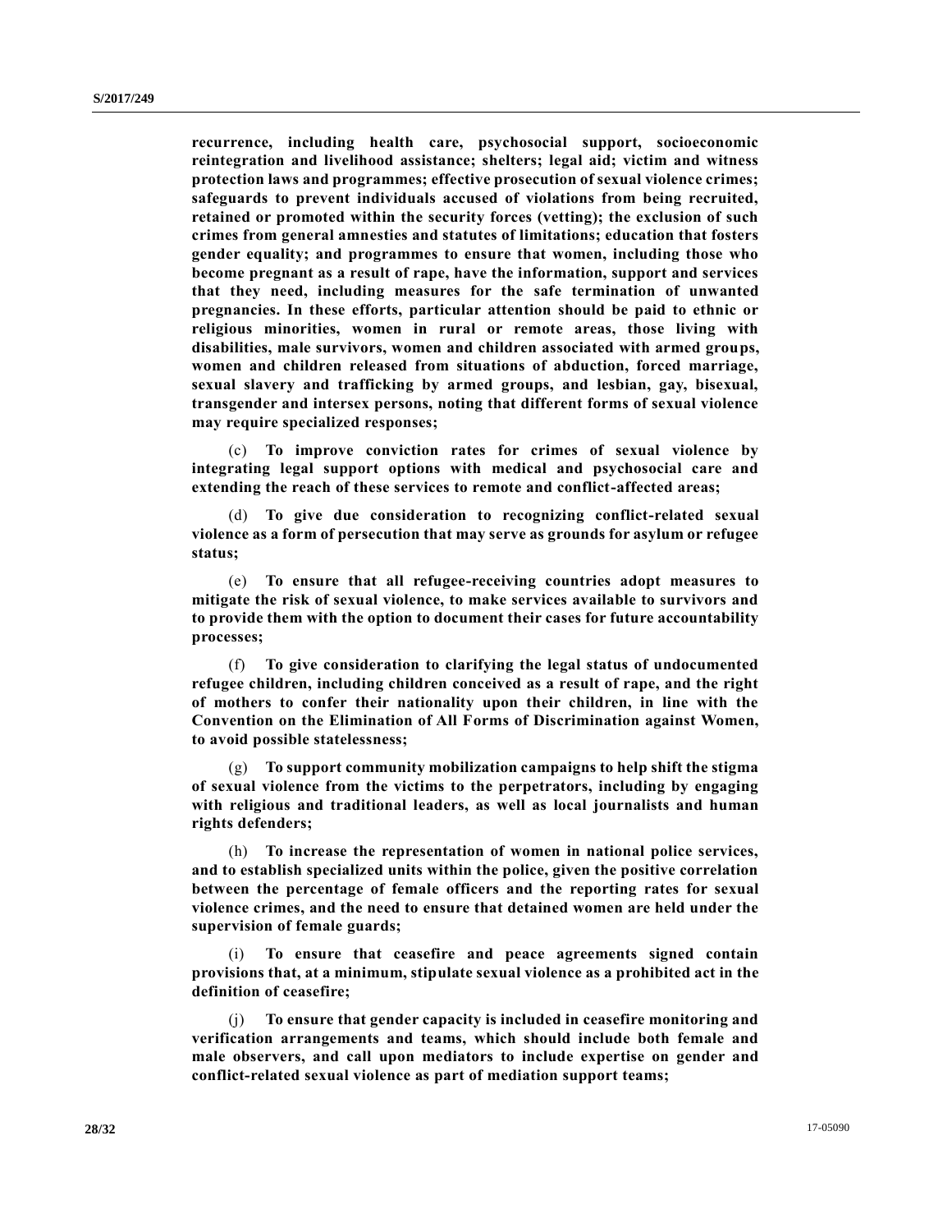**recurrence, including health care, psychosocial support, socioeconomic reintegration and livelihood assistance; shelters; legal aid; victim and witness protection laws and programmes; effective prosecution of sexual violence crimes; safeguards to prevent individuals accused of violations from being recruited, retained or promoted within the security forces (vetting); the exclusion of such crimes from general amnesties and statutes of limitations; education that fosters gender equality; and programmes to ensure that women, including those who become pregnant as a result of rape, have the information, support and services that they need, including measures for the safe termination of unwanted pregnancies. In these efforts, particular attention should be paid to ethnic or religious minorities, women in rural or remote areas, those living with disabilities, male survivors, women and children associated with armed groups, women and children released from situations of abduction, forced marriage, sexual slavery and trafficking by armed groups, and lesbian, gay, bisexual, transgender and intersex persons, noting that different forms of sexual violence may require specialized responses;**

(c) **To improve conviction rates for crimes of sexual violence by integrating legal support options with medical and psychosocial care and extending the reach of these services to remote and conflict-affected areas;**

(d) **To give due consideration to recognizing conflict-related sexual violence as a form of persecution that may serve as grounds for asylum or refugee status;**

(e) **To ensure that all refugee-receiving countries adopt measures to mitigate the risk of sexual violence, to make services available to survivors and to provide them with the option to document their cases for future accountability processes;**

(f) **To give consideration to clarifying the legal status of undocumented refugee children, including children conceived as a result of rape, and the right of mothers to confer their nationality upon their children, in line with the Convention on the Elimination of All Forms of Discrimination against Women, to avoid possible statelessness;**

(g) **To support community mobilization campaigns to help shift the stigma of sexual violence from the victims to the perpetrators, including by engaging with religious and traditional leaders, as well as local journalists and human rights defenders;**

(h) **To increase the representation of women in national police services, and to establish specialized units within the police, given the positive correlation between the percentage of female officers and the reporting rates for sexual violence crimes, and the need to ensure that detained women are held under the supervision of female guards;**

(i) **To ensure that ceasefire and peace agreements signed contain provisions that, at a minimum, stipulate sexual violence as a prohibited act in the definition of ceasefire;**

(j) **To ensure that gender capacity is included in ceasefire monitoring and verification arrangements and teams, which should include both female and male observers, and call upon mediators to include expertise on gender and conflict-related sexual violence as part of mediation support teams;**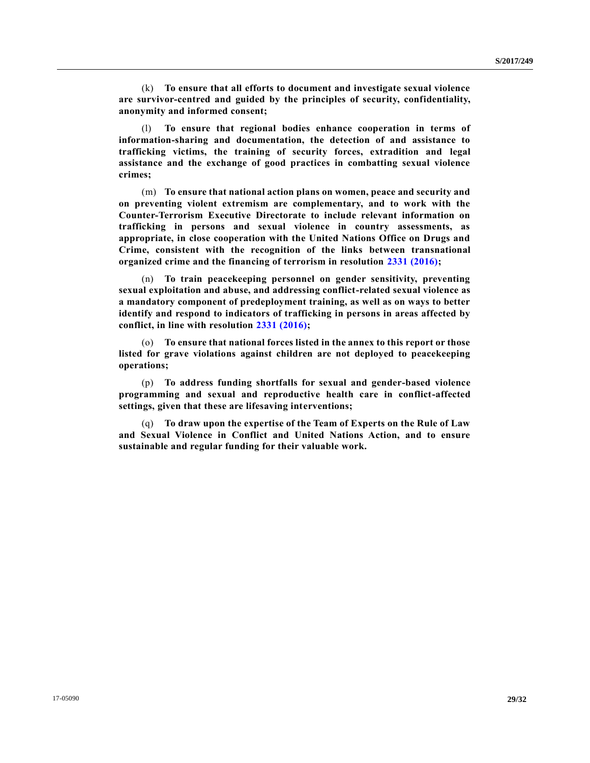(k) **To ensure that all efforts to document and investigate sexual violence are survivor-centred and guided by the principles of security, confidentiality, anonymity and informed consent;**

(l) **To ensure that regional bodies enhance cooperation in terms of information-sharing and documentation, the detection of and assistance to trafficking victims, the training of security forces, extradition and legal assistance and the exchange of good practices in combatting sexual violence crimes;**

(m) **To ensure that national action plans on women, peace and security and on preventing violent extremism are complementary, and to work with the Counter-Terrorism Executive Directorate to include relevant information on trafficking in persons and sexual violence in country assessments, as appropriate, in close cooperation with the United Nations Office on Drugs and Crime, consistent with the recognition of the links between transnational organized crime and the financing of terrorism in resolution 2331 (2016);**

(n) **To train peacekeeping personnel on gender sensitivity, preventing sexual exploitation and abuse, and addressing conflict-related sexual violence as a mandatory component of predeployment training, as well as on ways to better identify and respond to indicators of trafficking in persons in areas affected by conflict, in line with resolution 2331 (2016);**

(o) **To ensure that national forces listed in the annex to this report or those listed for grave violations against children are not deployed to peacekeeping operations;**

(p) **To address funding shortfalls for sexual and gender-based violence programming and sexual and reproductive health care in conflict-affected settings, given that these are lifesaving interventions;**

(q) **To draw upon the expertise of the Team of Experts on the Rule of Law and Sexual Violence in Conflict and United Nations Action, and to ensure sustainable and regular funding for their valuable work.**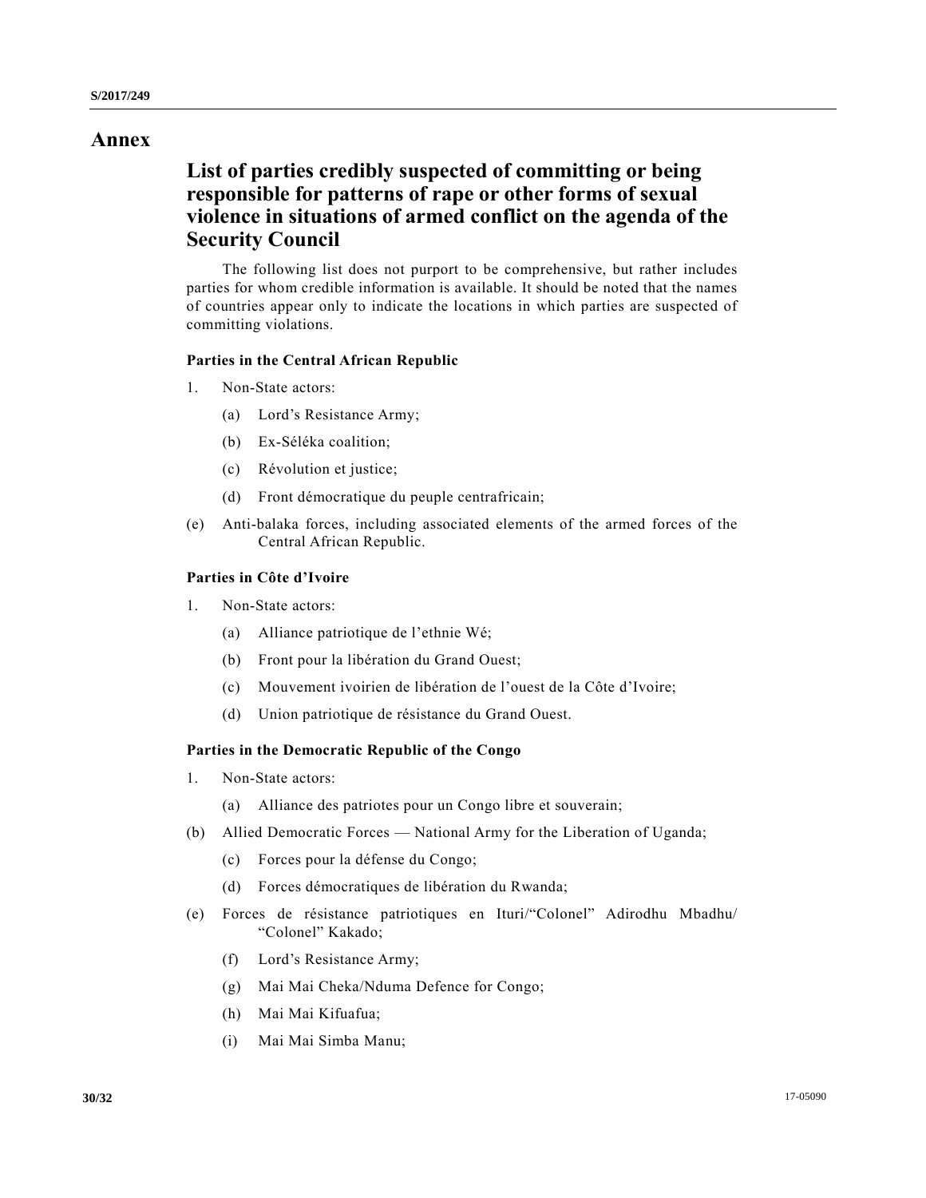# Annex

## List of parties credibly suspected of committing or being responsible for patterns of rape or other forms of sexual violence in situations of armed conflict on the agenda of the Security Council

The following list does not purport to be comprehensive, but rather includes parties for whom credible information is available. It should be noted that the names of countries appear only to indicate the locations in which parties are suspected of committing violations.

### Parties in the Central African Republic

1. Non-State actors:

   (a) Lord's Resistance Army;

   (b) Ex-Séléka coalition;

   (c) Révolution et justice;

   (d) Front démocratique du peuple centrafricain;

   (e) Anti-balaka forces, including associated elements of the armed forces of the Central African Republic.

### Parties in Côte d'Ivoire

1. Non-State actors:

   (a) Alliance patriotique de l'ethnie Wé;

   (b) Front pour la libération du Grand Ouest;

   (c) Mouvement ivoirien de libération de l'ouest de la Côte d'Ivoire;

   (d) Union patriotique de résistance du Grand Ouest.

### Parties in the Democratic Republic of the Congo

1. Non-State actors:

   (a) Alliance des patriotes pour un Congo libre et souverain;

   (b) Allied Democratic Forces — National Army for the Liberation of Uganda;

   (c) Forces pour la défense du Congo;

   (d) Forces démocratiques de libération du Rwanda;

   (e) Forces de résistance patriotiques en Ituri/"Colonel" Adirodhu Mbadhu/ "Colonel" Kakado;

   (f) Lord's Resistance Army;

   (g) Mai Mai Cheka/Nduma Defence for Congo;

   (h) Mai Mai Kifuafua;

   (i) Mai Mai Simba Manu;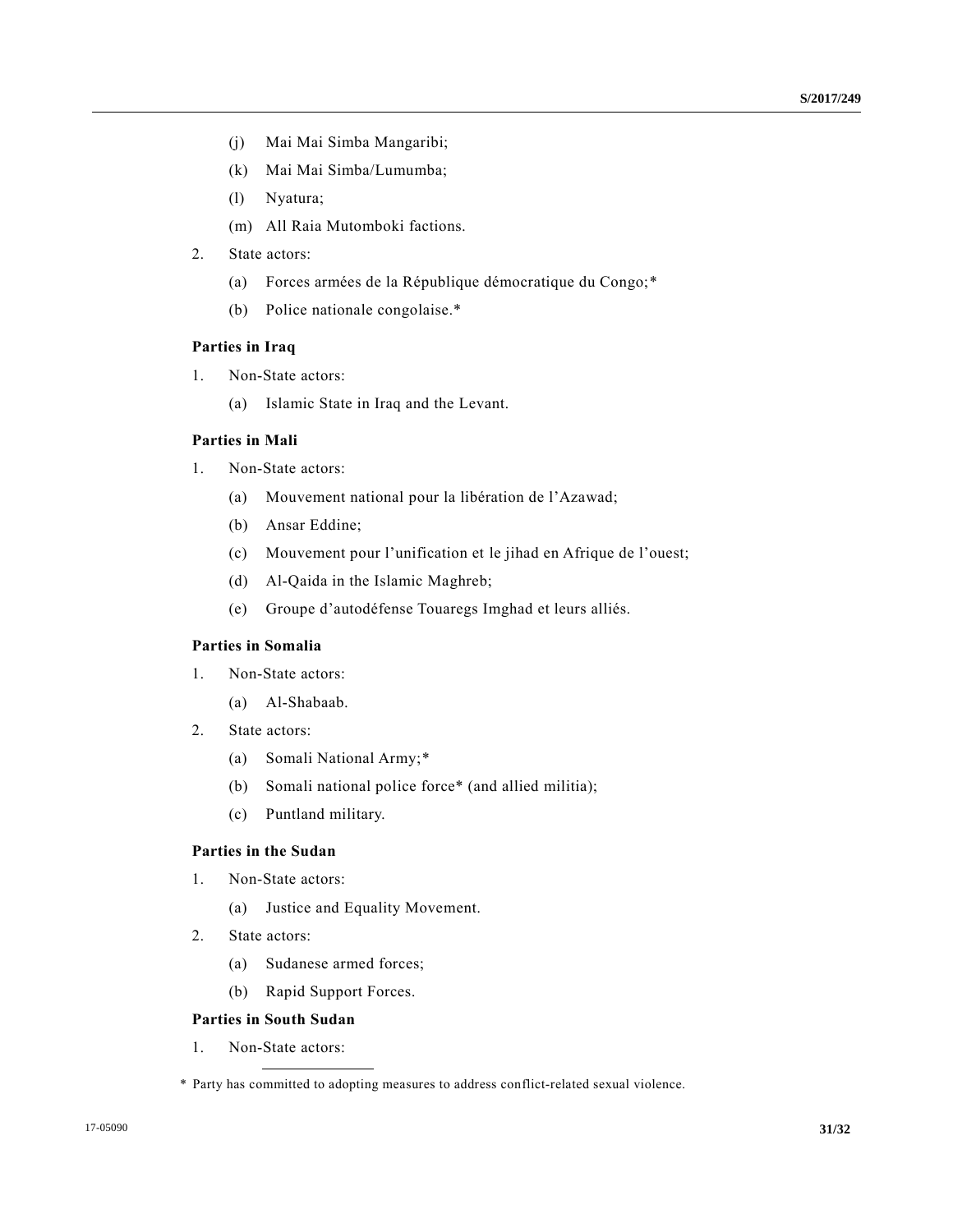(j) Mai Mai Simba Mangaribi;

(k) Mai Mai Simba/Lumumba;

(l) Nyatura;

(m) All Raia Mutomboki factions.

2. State actors:

(a) Forces armées de la République démocratique du Congo;*

(b) Police nationale congolaise.*

**Parties in Iraq**

1. Non-State actors:

(a) Islamic State in Iraq and the Levant.

**Parties in Mali**

1. Non-State actors:

(a) Mouvement national pour la libération de l'Azawad;

(b) Ansar Eddine;

(c) Mouvement pour l'unification et le jihad en Afrique de l'ouest;

(d) Al-Qaida in the Islamic Maghreb;

(e) Groupe d'autodéfense Touaregs Imghad et leurs alliés.

**Parties in Somalia**

1. Non-State actors:

(a) Al-Shabaab.

2. State actors:

(a) Somali National Army;*

(b) Somali national police force* (and allied militia);

(c) Puntland military.

**Parties in the Sudan**

1. Non-State actors:

(a) Justice and Equality Movement.

2. State actors:

(a) Sudanese armed forces;

(b) Rapid Support Forces.

**Parties in South Sudan**

1. Non-State actors:

---

\* Party has committed to adopting measures to address conflict-related sexual violence.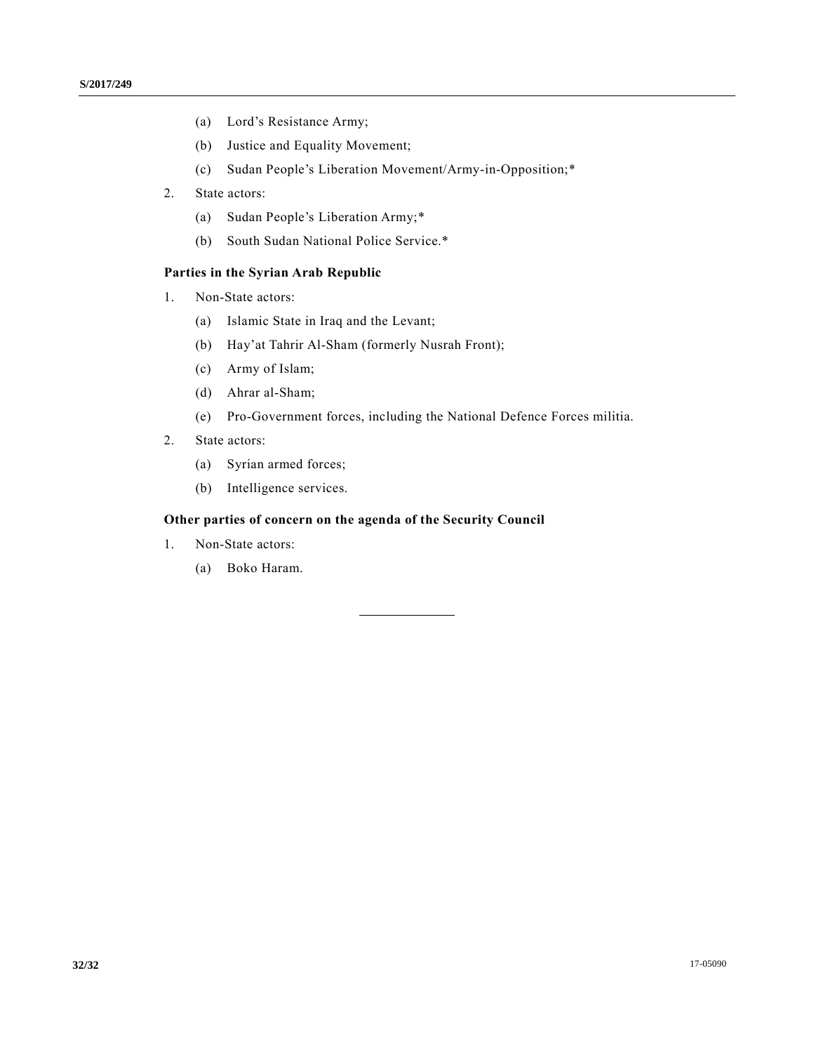(a) Lord’s Resistance Army;

(b) Justice and Equality Movement;

(c) Sudan People’s Liberation Movement/Army-in-Opposition;*

2. State actors:

(a) Sudan People’s Liberation Army;*

(b) South Sudan National Police Service.*

### Parties in the Syrian Arab Republic

1. Non-State actors:

(a) Islamic State in Iraq and the Levant;

(b) Hay’at Tahrir Al-Sham (formerly Nusrah Front);

(c) Army of Islam;

(d) Ahrar al-Sham;

(e) Pro-Government forces, including the National Defence Forces militia.

2. State actors:

(a) Syrian armed forces;

(b) Intelligence services.

### Other parties of concern on the agenda of the Security Council

1. Non-State actors:

(a) Boko Haram.